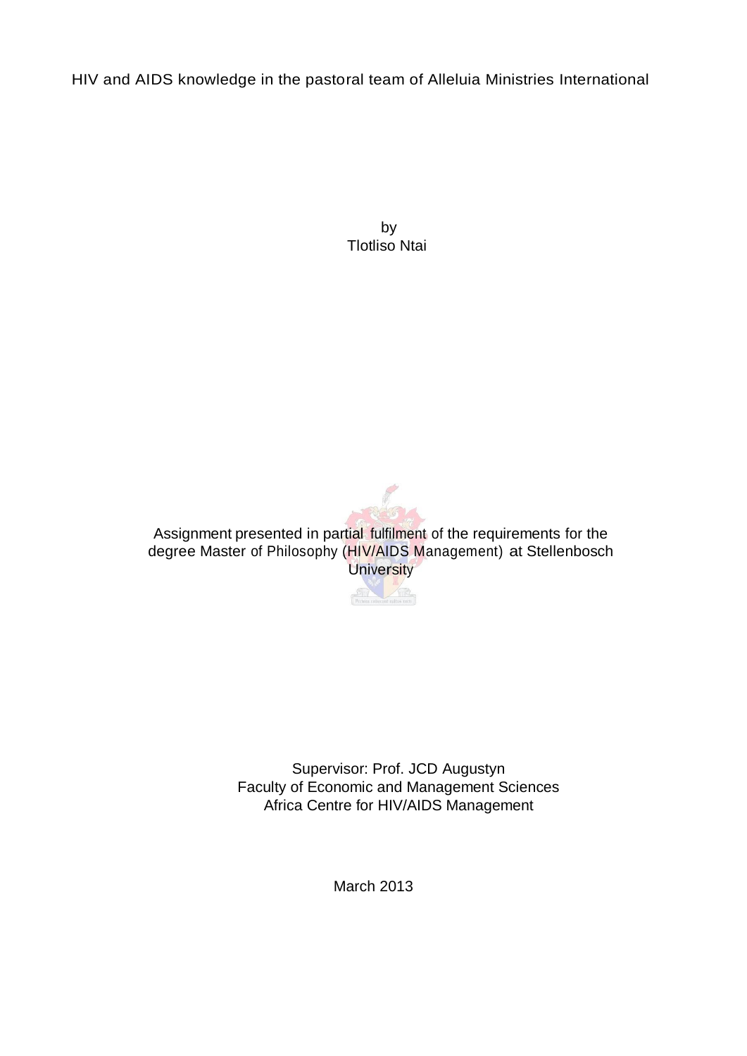# HIV and AIDS knowledge in the pastoral team of Alleluia Ministries International

by
Tlotliso Ntai

Assignment presented in partial fulfilment of the requirements for the degree Master of Philosophy (HIV/AIDS Management) at Stellenbosch University

Supervisor: Prof. JCD Augustyn
Faculty of Economic and Management Sciences
Africa Centre for HIV/AIDS Management

March 2013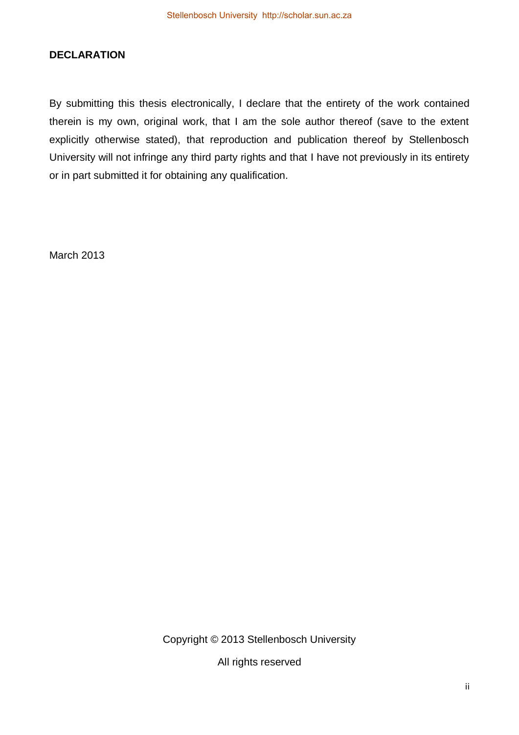**DECLARATION**

By submitting this thesis electronically, I declare that the entirety of the work contained therein is my own, original work, that I am the sole author thereof (save to the extent explicitly otherwise stated), that reproduction and publication thereof by Stellenbosch University will not infringe any third party rights and that I have not previously in its entirety or in part submitted it for obtaining any qualification.

March 2013

Copyright © 2013 Stellenbosch University

All rights reserved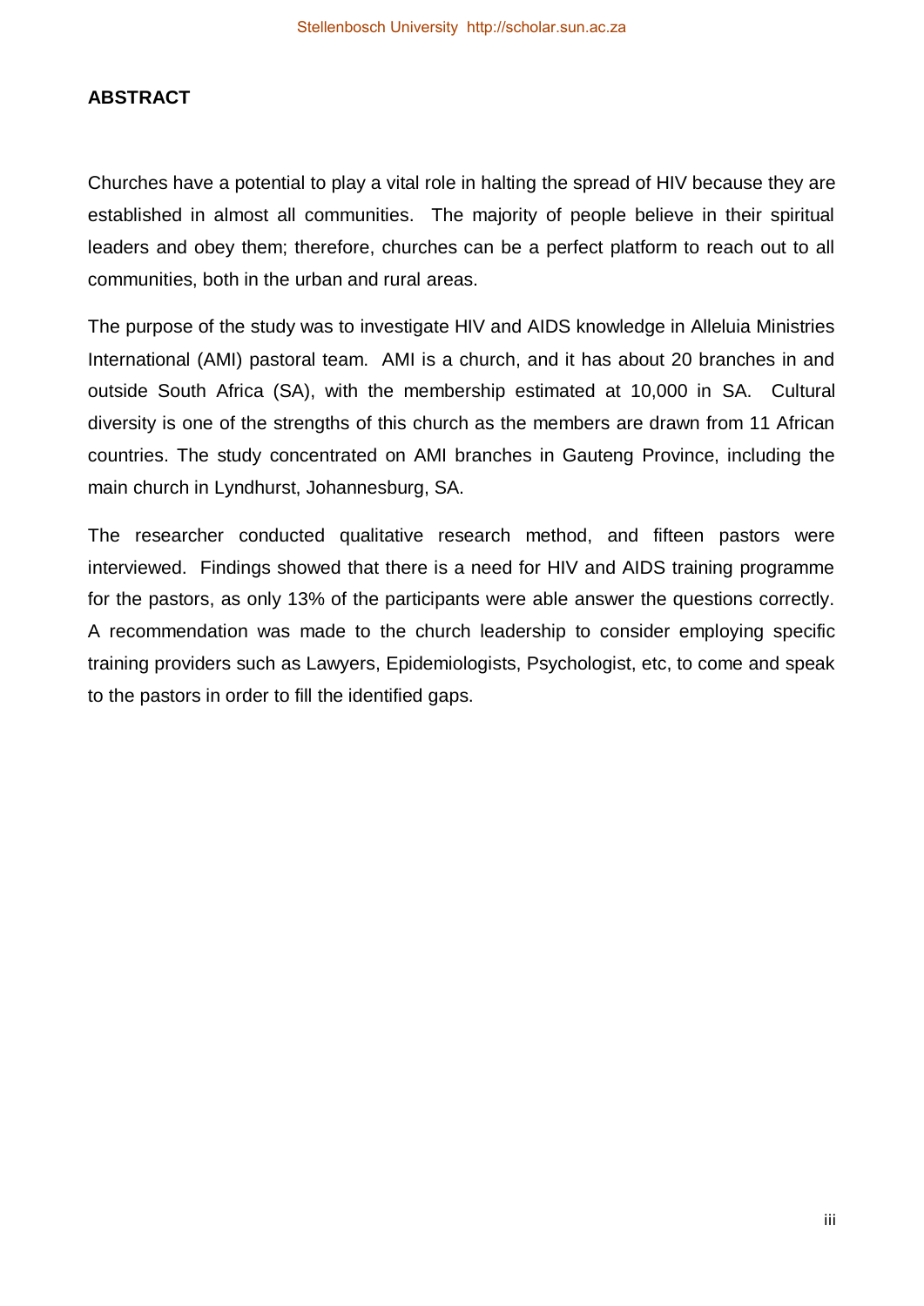## ABSTRACT

Churches have a potential to play a vital role in halting the spread of HIV because they are established in almost all communities. The majority of people believe in their spiritual leaders and obey them; therefore, churches can be a perfect platform to reach out to all communities, both in the urban and rural areas.

The purpose of the study was to investigate HIV and AIDS knowledge in Alleluia Ministries International (AMI) pastoral team. AMI is a church, and it has about 20 branches in and outside South Africa (SA), with the membership estimated at 10,000 in SA. Cultural diversity is one of the strengths of this church as the members are drawn from 11 African countries. The study concentrated on AMI branches in Gauteng Province, including the main church in Lyndhurst, Johannesburg, SA.

The researcher conducted qualitative research method, and fifteen pastors were interviewed. Findings showed that there is a need for HIV and AIDS training programme for the pastors, as only 13% of the participants were able answer the questions correctly. A recommendation was made to the church leadership to consider employing specific training providers such as Lawyers, Epidemiologists, Psychologist, etc, to come and speak to the pastors in order to fill the identified gaps.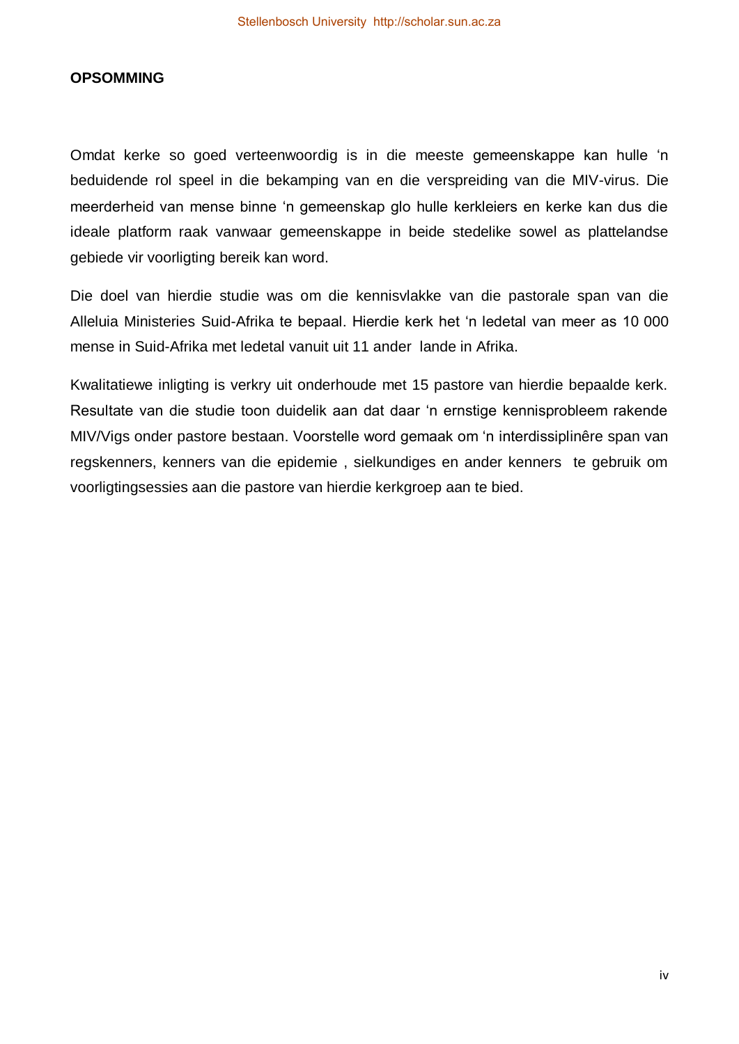**OPSOMMING**

Omdat kerke so goed verteenwoordig is in die meeste gemeenskappe kan hulle 'n beduidende rol speel in die bekamping van en die verspreiding van die MIV-virus. Die meerderheid van mense binne 'n gemeenskap glo hulle kerkleiers en kerke kan dus die ideale platform raak vanwaar gemeenskappe in beide stedelike sowel as plattelandse gebiede vir voorligting bereik kan word.

Die doel van hierdie studie was om die kennisvlakke van die pastorale span van die Alleluia Ministeries Suid-Afrika te bepaal. Hierdie kerk het 'n ledetal van meer as 10 000 mense in Suid-Afrika met ledetal vanuit uit 11 ander lande in Afrika.

Kwalitatiewe inligting is verkry uit onderhoude met 15 pastore van hierdie bepaalde kerk. Resultate van die studie toon duidelik aan dat daar 'n ernstige kennisprobleem rakende MIV/Vigs onder pastore bestaan. Voorstelle word gemaak om 'n interdissiplinêre span van regskenners, kenners van die epidemie , sielkundiges en ander kenners te gebruik om voorligtingsessies aan die pastore van hierdie kerkgroep aan te bied.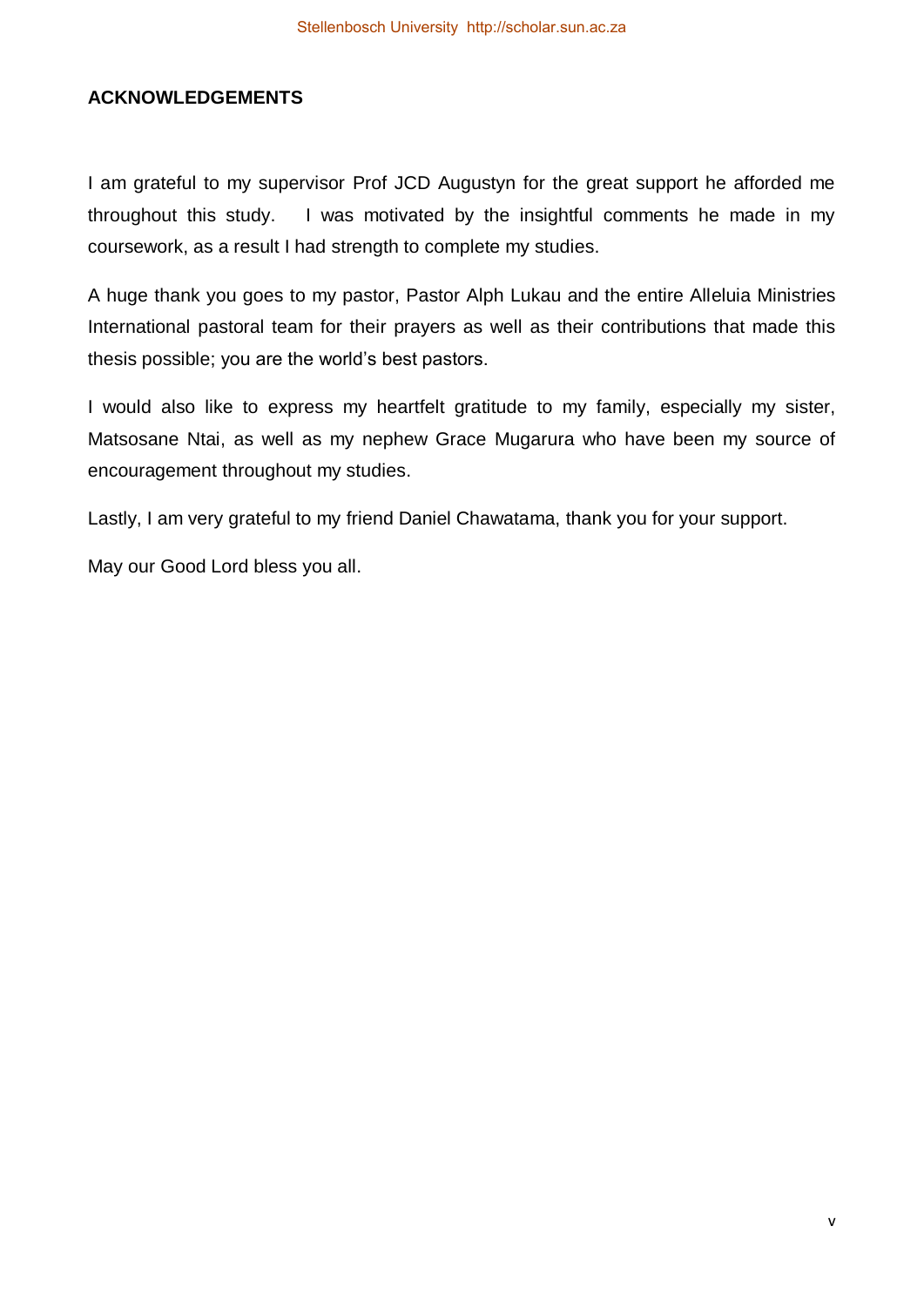## ACKNOWLEDGEMENTS

I am grateful to my supervisor Prof JCD Augustyn for the great support he afforded me throughout this study. I was motivated by the insightful comments he made in my coursework, as a result I had strength to complete my studies.

A huge thank you goes to my pastor, Pastor Alph Lukau and the entire Alleluia Ministries International pastoral team for their prayers as well as their contributions that made this thesis possible; you are the world's best pastors.

I would also like to express my heartfelt gratitude to my family, especially my sister, Matsosane Ntai, as well as my nephew Grace Mugarura who have been my source of encouragement throughout my studies.

Lastly, I am very grateful to my friend Daniel Chawatama, thank you for your support.

May our Good Lord bless you all.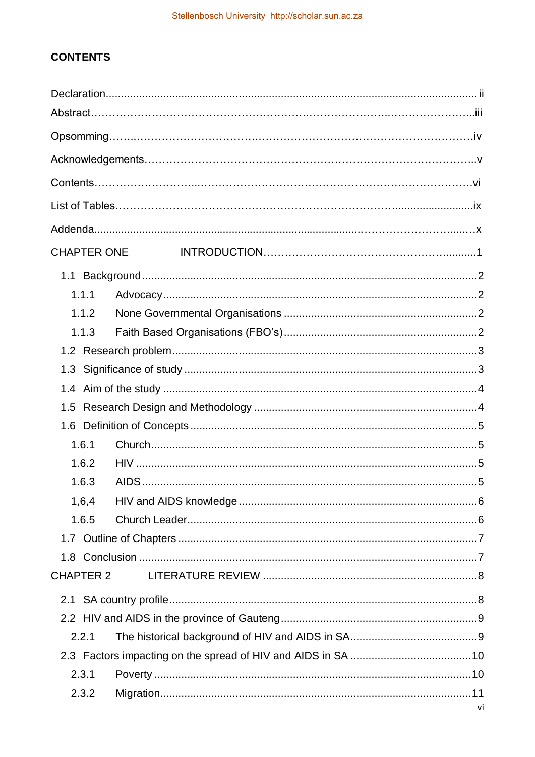## CONTENTS

Declaration ............................................................................................................. ii
Abstract ..................................................................................................................iii
Opsomming ............................................................................................................iv
Acknowledgements ..................................................................................................v
Contents .................................................................................................................vi
List of Tables ..........................................................................................................ix
Addenda ..................................................................................................................x

CHAPTER ONE INTRODUCTION ...........................................................................1

- 1.1 Background ..........................................................................................2
  - 1.1.1 Advocacy ..............................................................................2
  - 1.1.2 None Governmental Organisations ........................................2
  - 1.1.3 Faith Based Organisations (FBO's) .......................................2
- 1.2 Research problem .................................................................................3
- 1.3 Significance of study .............................................................................3
- 1.4 Aim of the study ....................................................................................4
- 1.5 Research Design and Methodology .......................................................4
- 1.6 Definition of Concepts ...........................................................................5
  - 1.6.1 Church ..................................................................................5
  - 1.6.2 HIV .......................................................................................5
  - 1.6.3 AIDS .....................................................................................5
  - 1,6,4 HIV and AIDS knowledge ......................................................6
  - 1.6.5 Church Leader ......................................................................6
- 1.7 Outline of Chapters ...............................................................................7
- 1.8 Conclusion ............................................................................................7

CHAPTER 2 LITERATURE REVIEW .......................................................................8

- 2.1 SA country profile ..................................................................................8
- 2.2 HIV and AIDS in the province of Gauteng ..............................................9
  - 2.2.1 The historical background of HIV and AIDS in SA ...................9
- 2.3 Factors impacting on the spread of HIV and AIDS in SA .......................10
  - 2.3.1 Poverty ..................................................................................10
  - 2.3.2 Migration ...............................................................................11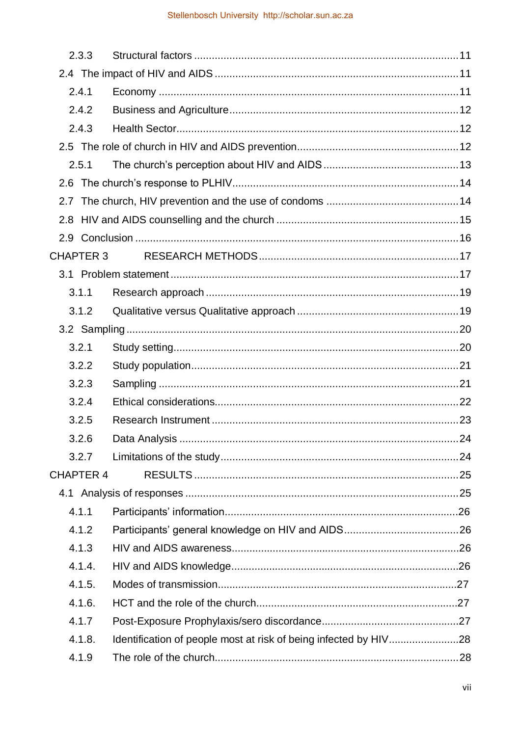2.3.3 Structural factors ........................................................................................ 11

2.4 The impact of HIV and AIDS ................................................................................ 11

2.4.1 Economy ..................................................................................................... 11

2.4.2 Business and Agriculture ............................................................................. 12

2.4.3 Health Sector ............................................................................................... 12

2.5 The role of church in HIV and AIDS prevention ...................................................... 12

2.5.1 The church's perception about HIV and AIDS ............................................ 13

2.6 The church's response to PLHIV ............................................................................ 14

2.7 The church, HIV prevention and the use of condoms ............................................ 14

2.8 HIV and AIDS counselling and the church ............................................................. 15

2.9 Conclusion ............................................................................................................ 16

CHAPTER 3 RESEARCH METHODS ................................................................... 17

3.1 Problem statement ................................................................................................ 17

3.1.1 Research approach ..................................................................................... 19

3.1.2 Qualitative versus Qualitative approach ...................................................... 19

3.2 Sampling ............................................................................................................... 20

3.2.1 Study setting ................................................................................................ 20

3.2.2 Study population .......................................................................................... 21

3.2.3 Sampling ..................................................................................................... 21

3.2.4 Ethical considerations .................................................................................. 22

3.2.5 Research Instrument ................................................................................... 23

3.2.6 Data Analysis .............................................................................................. 24

3.2.7 Limitations of the study ................................................................................ 24

CHAPTER 4 RESULTS ........................................................................................ 25

4.1 Analysis of responses ........................................................................................... 25

4.1.1 Participants' information .............................................................................. 26

4.1.2 Participants' general knowledge on HIV and AIDS ....................................... 26

4.1.3 HIV and AIDS awareness ............................................................................. 26

4.1.4. HIV and AIDS knowledge ............................................................................. 26

4.1.5. Modes of transmission ................................................................................. 27

4.1.6. HCT and the role of the church .................................................................... 27

4.1.7 Post-Exposure Prophylaxis/sero discordance .............................................. 27

4.1.8. Identification of people most at risk of being infected by HIV ........................ 28

4.1.9 The role of the church .................................................................................. 28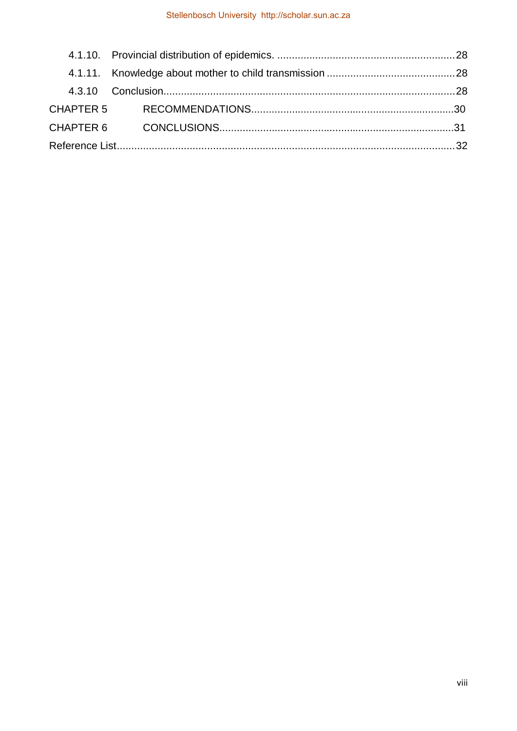4.1.10. Provincial distribution of epidemics. ............................................................28

4.1.11. Knowledge about mother to child transmission ...........................................28

4.3.10 Conclusion...................................................................................................28

CHAPTER 5 RECOMMENDATIONS....................................................................30

CHAPTER 6 CONCLUSIONS...............................................................................31

Reference List...................................................................................................................32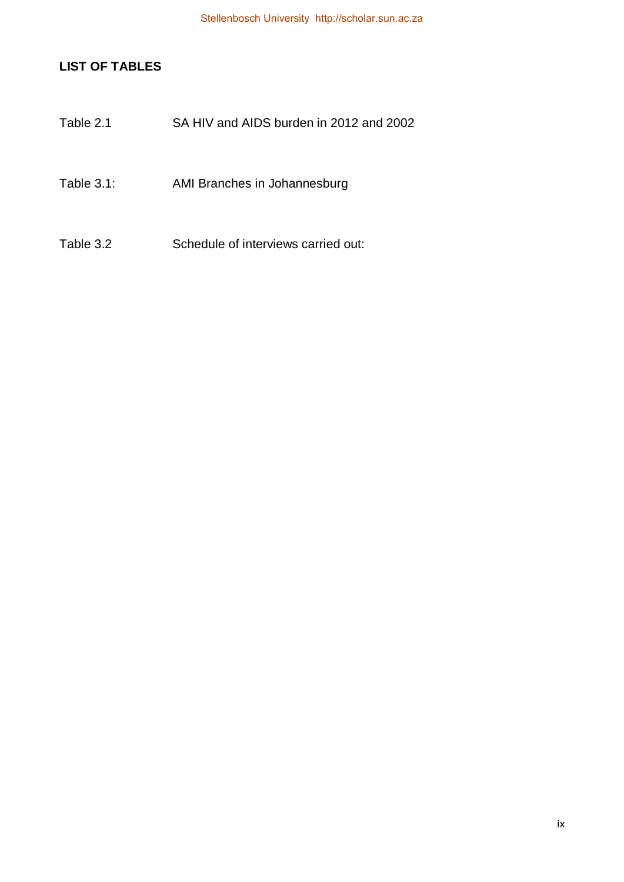## LIST OF TABLES

Table 2.1 SA HIV and AIDS burden in 2012 and 2002

Table 3.1: AMI Branches in Johannesburg

Table 3.2 Schedule of interviews carried out: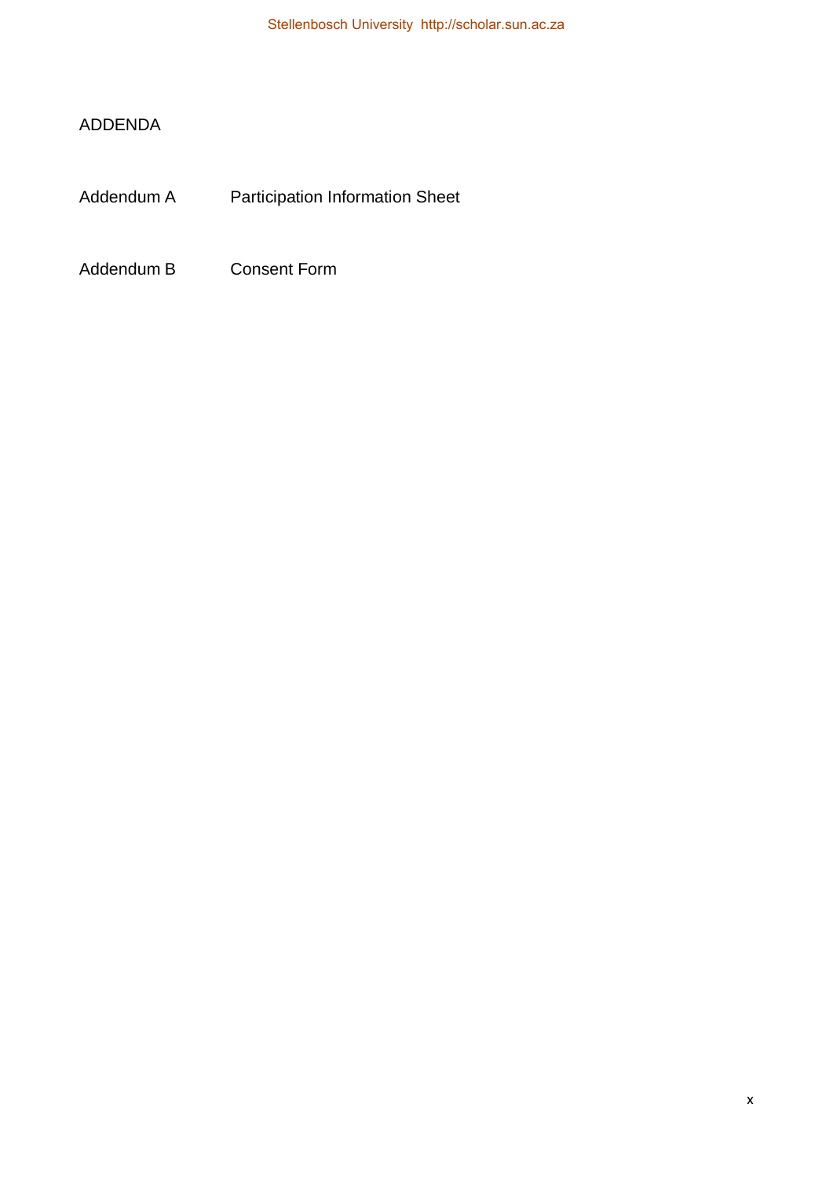# ADDENDA

| | |
|---|---|
| Addendum A | Participation Information Sheet |
| Addendum B | Consent Form |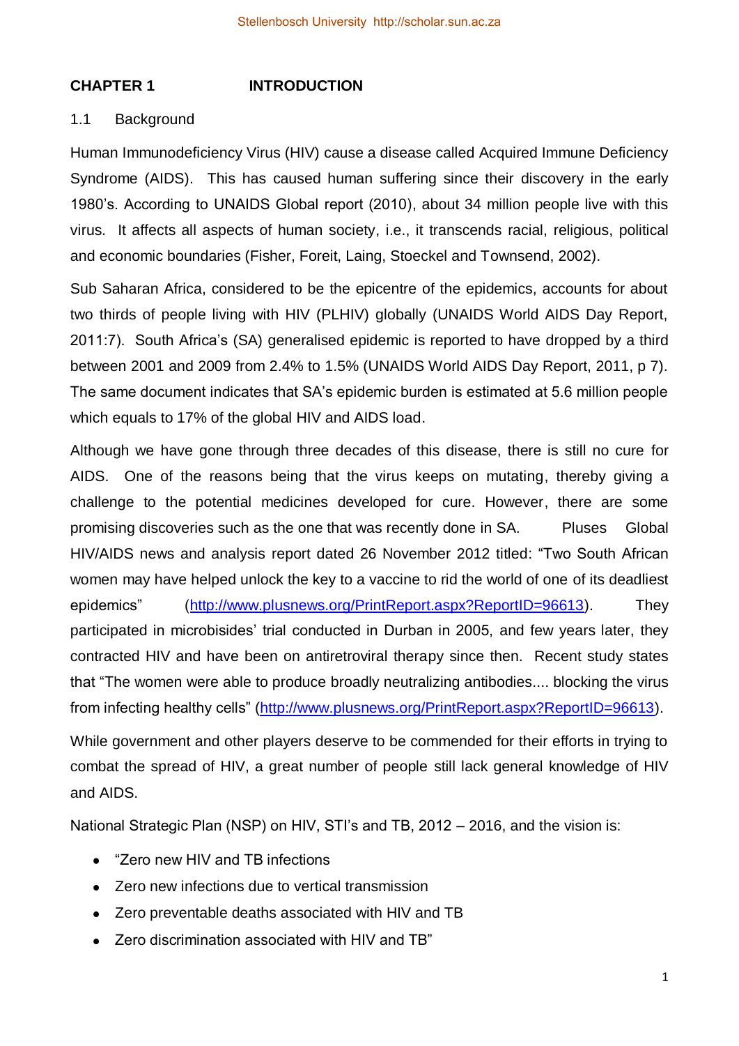# CHAPTER 1 INTRODUCTION

## 1.1 Background

Human Immunodeficiency Virus (HIV) cause a disease called Acquired Immune Deficiency Syndrome (AIDS). This has caused human suffering since their discovery in the early 1980's. According to UNAIDS Global report (2010), about 34 million people live with this virus. It affects all aspects of human society, i.e., it transcends racial, religious, political and economic boundaries (Fisher, Foreit, Laing, Stoeckel and Townsend, 2002).

Sub Saharan Africa, considered to be the epicentre of the epidemics, accounts for about two thirds of people living with HIV (PLHIV) globally (UNAIDS World AIDS Day Report, 2011:7). South Africa's (SA) generalised epidemic is reported to have dropped by a third between 2001 and 2009 from 2.4% to 1.5% (UNAIDS World AIDS Day Report, 2011, p 7). The same document indicates that SA's epidemic burden is estimated at 5.6 million people which equals to 17% of the global HIV and AIDS load.

Although we have gone through three decades of this disease, there is still no cure for AIDS. One of the reasons being that the virus keeps on mutating, thereby giving a challenge to the potential medicines developed for cure. However, there are some promising discoveries such as the one that was recently done in SA. Pluses Global HIV/AIDS news and analysis report dated 26 November 2012 titled: "Two South African women may have helped unlock the key to a vaccine to rid the world of one of its deadliest epidemics" (http://www.plusnews.org/PrintReport.aspx?ReportID=96613). They participated in microbisides' trial conducted in Durban in 2005, and few years later, they contracted HIV and have been on antiretroviral therapy since then. Recent study states that "The women were able to produce broadly neutralizing antibodies.... blocking the virus from infecting healthy cells" (http://www.plusnews.org/PrintReport.aspx?ReportID=96613).

While government and other players deserve to be commended for their efforts in trying to combat the spread of HIV, a great number of people still lack general knowledge of HIV and AIDS.

National Strategic Plan (NSP) on HIV, STI's and TB, 2012 – 2016, and the vision is:

- "Zero new HIV and TB infections
- Zero new infections due to vertical transmission
- Zero preventable deaths associated with HIV and TB
- Zero discrimination associated with HIV and TB"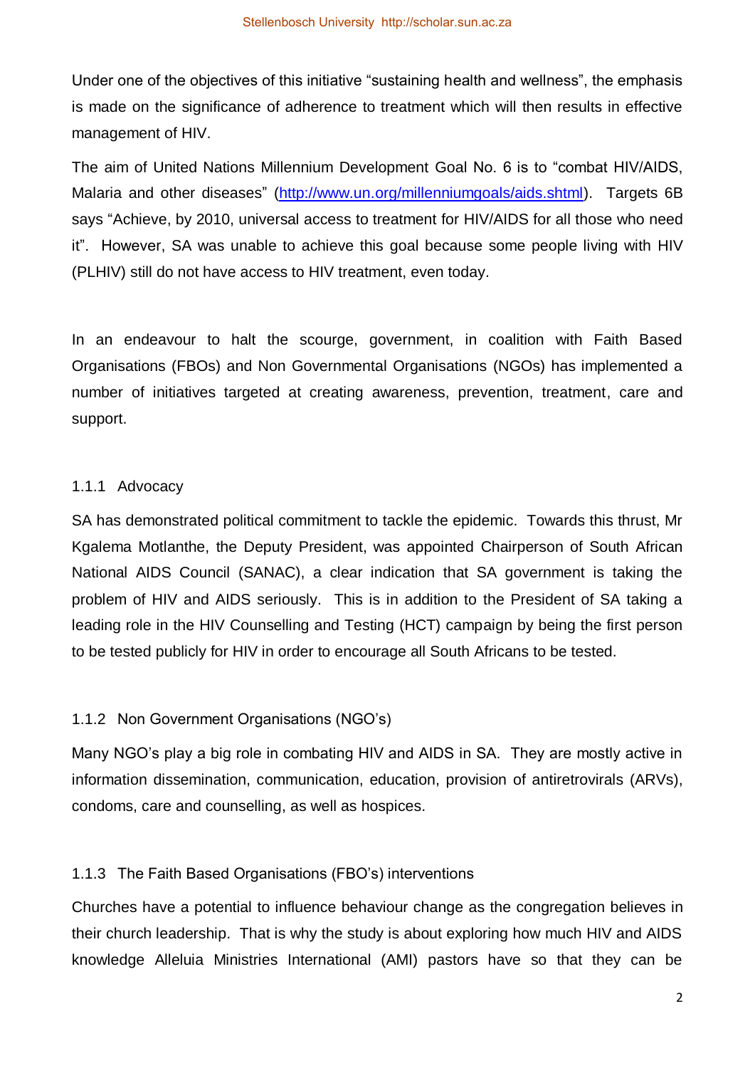Under one of the objectives of this initiative "sustaining health and wellness", the emphasis is made on the significance of adherence to treatment which will then results in effective management of HIV.

The aim of United Nations Millennium Development Goal No. 6 is to "combat HIV/AIDS, Malaria and other diseases" (http://www.un.org/millenniumgoals/aids.shtml). Targets 6B says "Achieve, by 2010, universal access to treatment for HIV/AIDS for all those who need it". However, SA was unable to achieve this goal because some people living with HIV (PLHIV) still do not have access to HIV treatment, even today.

In an endeavour to halt the scourge, government, in coalition with Faith Based Organisations (FBOs) and Non Governmental Organisations (NGOs) has implemented a number of initiatives targeted at creating awareness, prevention, treatment, care and support.

### 1.1.1 Advocacy

SA has demonstrated political commitment to tackle the epidemic. Towards this thrust, Mr Kgalema Motlanthe, the Deputy President, was appointed Chairperson of South African National AIDS Council (SANAC), a clear indication that SA government is taking the problem of HIV and AIDS seriously. This is in addition to the President of SA taking a leading role in the HIV Counselling and Testing (HCT) campaign by being the first person to be tested publicly for HIV in order to encourage all South Africans to be tested.

### 1.1.2 Non Government Organisations (NGO's)

Many NGO's play a big role in combating HIV and AIDS in SA. They are mostly active in information dissemination, communication, education, provision of antiretrovirals (ARVs), condoms, care and counselling, as well as hospices.

### 1.1.3 The Faith Based Organisations (FBO's) interventions

Churches have a potential to influence behaviour change as the congregation believes in their church leadership. That is why the study is about exploring how much HIV and AIDS knowledge Alleluia Ministries International (AMI) pastors have so that they can be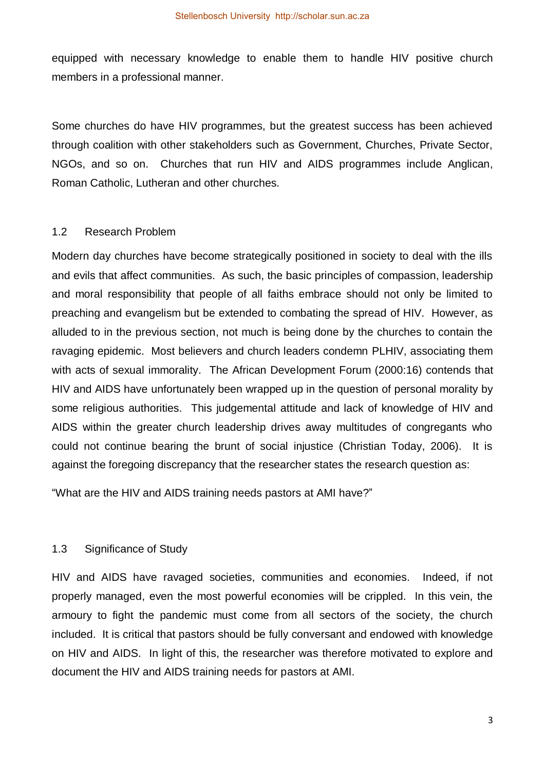equipped with necessary knowledge to enable them to handle HIV positive church members in a professional manner.

Some churches do have HIV programmes, but the greatest success has been achieved through coalition with other stakeholders such as Government, Churches, Private Sector, NGOs, and so on. Churches that run HIV and AIDS programmes include Anglican, Roman Catholic, Lutheran and other churches.

## 1.2 Research Problem

Modern day churches have become strategically positioned in society to deal with the ills and evils that affect communities. As such, the basic principles of compassion, leadership and moral responsibility that people of all faiths embrace should not only be limited to preaching and evangelism but be extended to combating the spread of HIV. However, as alluded to in the previous section, not much is being done by the churches to contain the ravaging epidemic. Most believers and church leaders condemn PLHIV, associating them with acts of sexual immorality. The African Development Forum (2000:16) contends that HIV and AIDS have unfortunately been wrapped up in the question of personal morality by some religious authorities. This judgemental attitude and lack of knowledge of HIV and AIDS within the greater church leadership drives away multitudes of congregants who could not continue bearing the brunt of social injustice (Christian Today, 2006). It is against the foregoing discrepancy that the researcher states the research question as:

"What are the HIV and AIDS training needs pastors at AMI have?"

## 1.3 Significance of Study

HIV and AIDS have ravaged societies, communities and economies. Indeed, if not properly managed, even the most powerful economies will be crippled. In this vein, the armoury to fight the pandemic must come from all sectors of the society, the church included. It is critical that pastors should be fully conversant and endowed with knowledge on HIV and AIDS. In light of this, the researcher was therefore motivated to explore and document the HIV and AIDS training needs for pastors at AMI.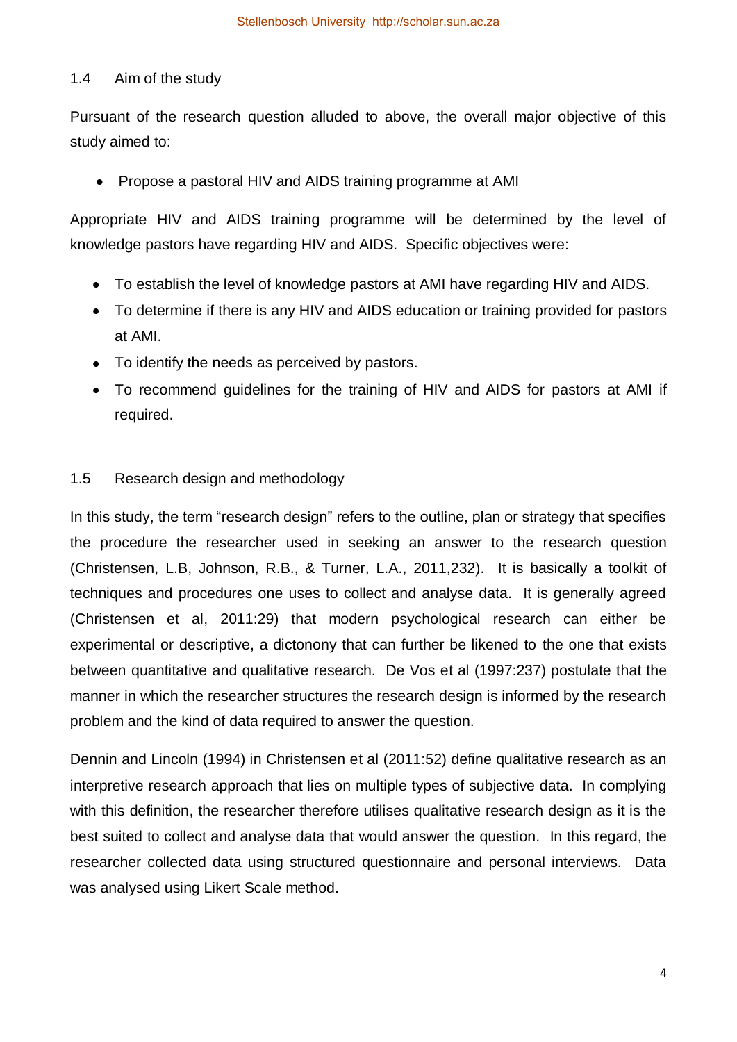## 1.4 Aim of the study

Pursuant of the research question alluded to above, the overall major objective of this study aimed to:

- Propose a pastoral HIV and AIDS training programme at AMI

Appropriate HIV and AIDS training programme will be determined by the level of knowledge pastors have regarding HIV and AIDS. Specific objectives were:

- To establish the level of knowledge pastors at AMI have regarding HIV and AIDS.
- To determine if there is any HIV and AIDS education or training provided for pastors at AMI.
- To identify the needs as perceived by pastors.
- To recommend guidelines for the training of HIV and AIDS for pastors at AMI if required.

## 1.5 Research design and methodology

In this study, the term "research design" refers to the outline, plan or strategy that specifies the procedure the researcher used in seeking an answer to the research question (Christensen, L.B, Johnson, R.B., & Turner, L.A., 2011,232). It is basically a toolkit of techniques and procedures one uses to collect and analyse data. It is generally agreed (Christensen et al, 2011:29) that modern psychological research can either be experimental or descriptive, a dictonony that can further be likened to the one that exists between quantitative and qualitative research. De Vos et al (1997:237) postulate that the manner in which the researcher structures the research design is informed by the research problem and the kind of data required to answer the question.

Dennin and Lincoln (1994) in Christensen et al (2011:52) define qualitative research as an interpretive research approach that lies on multiple types of subjective data. In complying with this definition, the researcher therefore utilises qualitative research design as it is the best suited to collect and analyse data that would answer the question. In this regard, the researcher collected data using structured questionnaire and personal interviews. Data was analysed using Likert Scale method.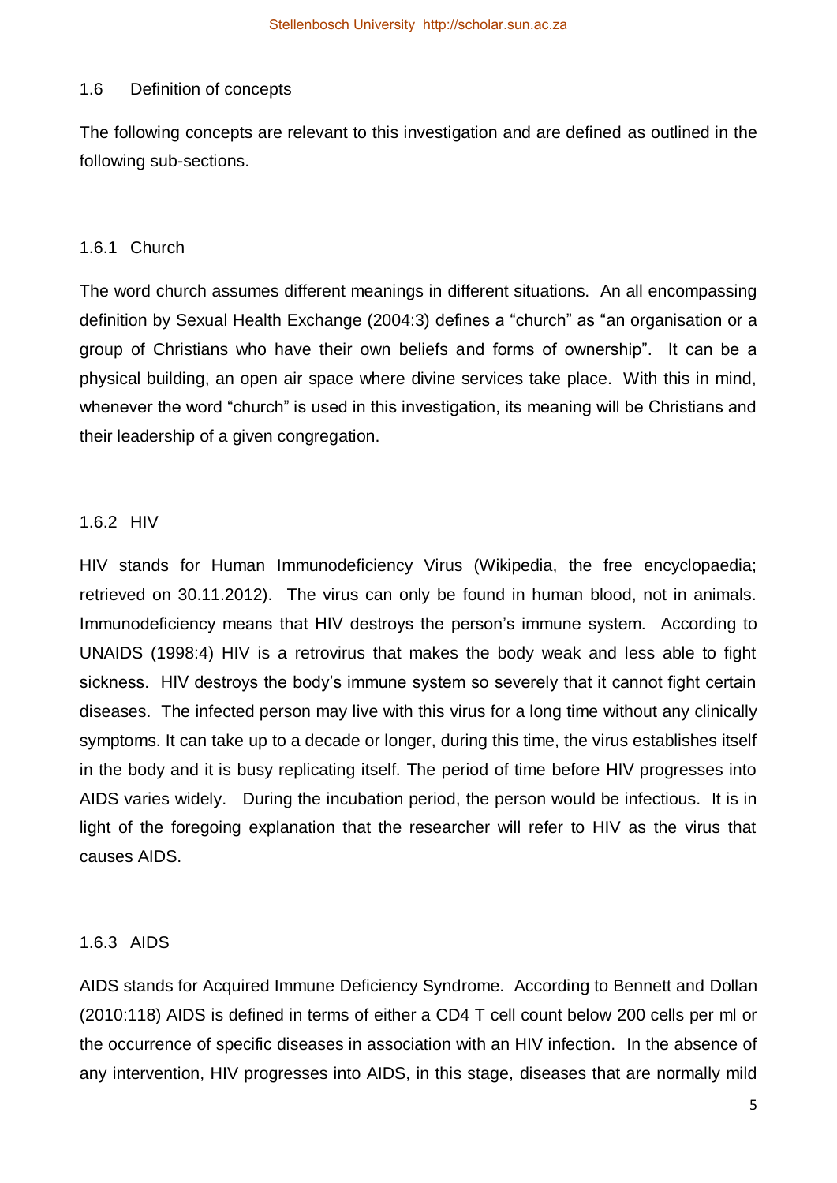## 1.6 Definition of concepts

The following concepts are relevant to this investigation and are defined as outlined in the following sub-sections.

### 1.6.1 Church

The word church assumes different meanings in different situations. An all encompassing definition by Sexual Health Exchange (2004:3) defines a "church" as "an organisation or a group of Christians who have their own beliefs and forms of ownership". It can be a physical building, an open air space where divine services take place. With this in mind, whenever the word "church" is used in this investigation, its meaning will be Christians and their leadership of a given congregation.

### 1.6.2 HIV

HIV stands for Human Immunodeficiency Virus (Wikipedia, the free encyclopaedia; retrieved on 30.11.2012). The virus can only be found in human blood, not in animals. Immunodeficiency means that HIV destroys the person's immune system. According to UNAIDS (1998:4) HIV is a retrovirus that makes the body weak and less able to fight sickness. HIV destroys the body's immune system so severely that it cannot fight certain diseases. The infected person may live with this virus for a long time without any clinically symptoms. It can take up to a decade or longer, during this time, the virus establishes itself in the body and it is busy replicating itself. The period of time before HIV progresses into AIDS varies widely. During the incubation period, the person would be infectious. It is in light of the foregoing explanation that the researcher will refer to HIV as the virus that causes AIDS.

### 1.6.3 AIDS

AIDS stands for Acquired Immune Deficiency Syndrome. According to Bennett and Dollan (2010:118) AIDS is defined in terms of either a CD4 T cell count below 200 cells per ml or the occurrence of specific diseases in association with an HIV infection. In the absence of any intervention, HIV progresses into AIDS, in this stage, diseases that are normally mild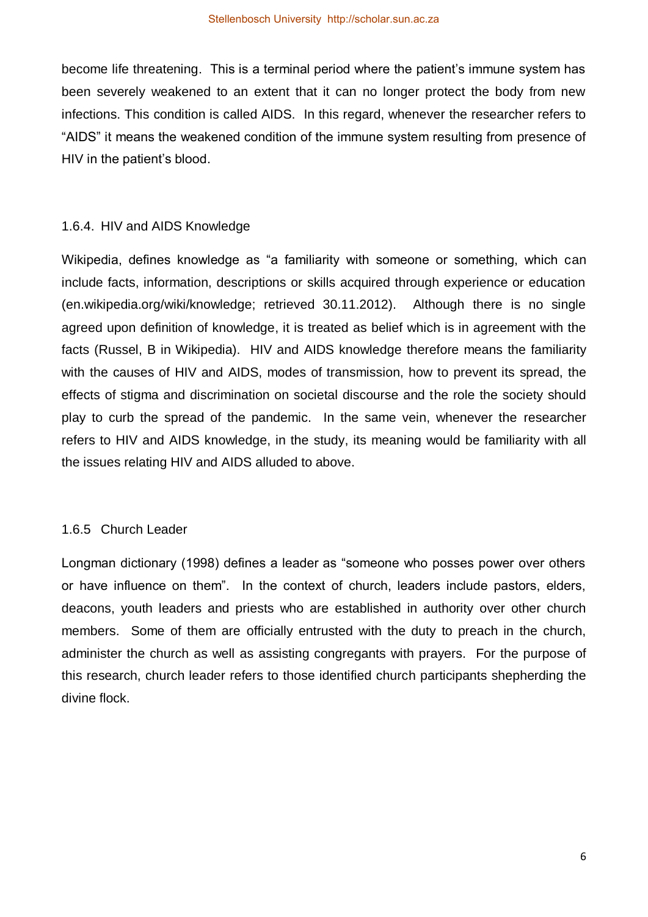become life threatening. This is a terminal period where the patient's immune system has been severely weakened to an extent that it can no longer protect the body from new infections. This condition is called AIDS. In this regard, whenever the researcher refers to "AIDS" it means the weakened condition of the immune system resulting from presence of HIV in the patient's blood.

### 1.6.4. HIV and AIDS Knowledge

Wikipedia, defines knowledge as "a familiarity with someone or something, which can include facts, information, descriptions or skills acquired through experience or education (en.wikipedia.org/wiki/knowledge; retrieved 30.11.2012). Although there is no single agreed upon definition of knowledge, it is treated as belief which is in agreement with the facts (Russel, B in Wikipedia). HIV and AIDS knowledge therefore means the familiarity with the causes of HIV and AIDS, modes of transmission, how to prevent its spread, the effects of stigma and discrimination on societal discourse and the role the society should play to curb the spread of the pandemic. In the same vein, whenever the researcher refers to HIV and AIDS knowledge, in the study, its meaning would be familiarity with all the issues relating HIV and AIDS alluded to above.

### 1.6.5 Church Leader

Longman dictionary (1998) defines a leader as "someone who posses power over others or have influence on them". In the context of church, leaders include pastors, elders, deacons, youth leaders and priests who are established in authority over other church members. Some of them are officially entrusted with the duty to preach in the church, administer the church as well as assisting congregants with prayers. For the purpose of this research, church leader refers to those identified church participants shepherding the divine flock.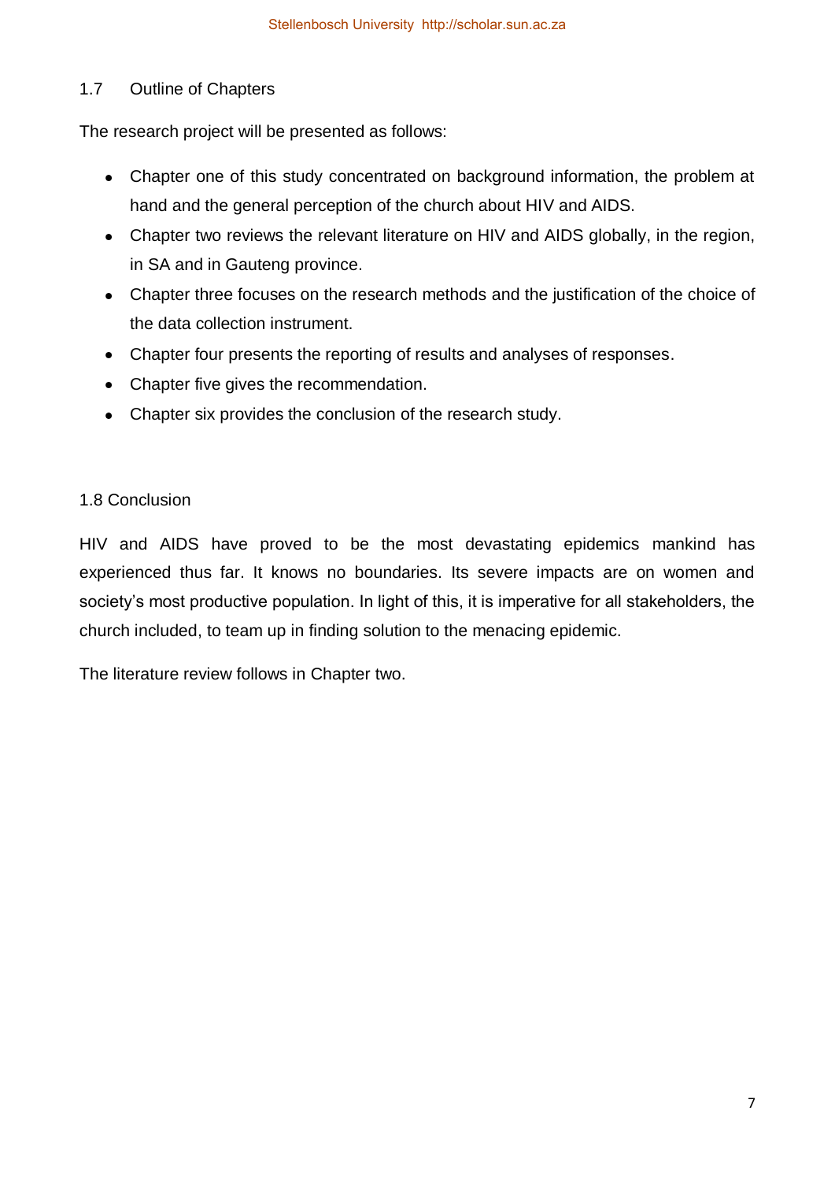## 1.7 Outline of Chapters

The research project will be presented as follows:

- Chapter one of this study concentrated on background information, the problem at hand and the general perception of the church about HIV and AIDS.
- Chapter two reviews the relevant literature on HIV and AIDS globally, in the region, in SA and in Gauteng province.
- Chapter three focuses on the research methods and the justification of the choice of the data collection instrument.
- Chapter four presents the reporting of results and analyses of responses.
- Chapter five gives the recommendation.
- Chapter six provides the conclusion of the research study.

## 1.8 Conclusion

HIV and AIDS have proved to be the most devastating epidemics mankind has experienced thus far. It knows no boundaries. Its severe impacts are on women and society's most productive population. In light of this, it is imperative for all stakeholders, the church included, to team up in finding solution to the menacing epidemic.

The literature review follows in Chapter two.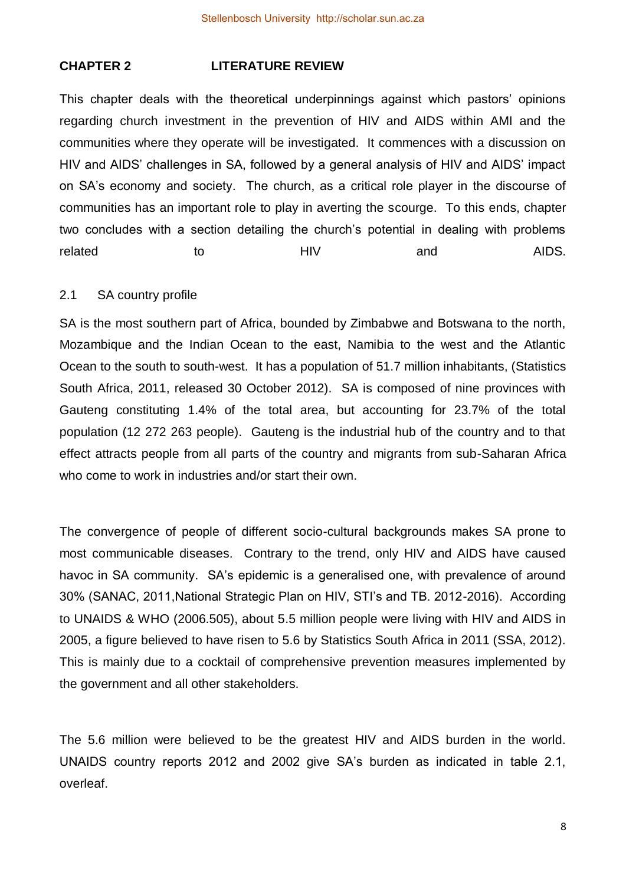# CHAPTER 2 LITERATURE REVIEW

This chapter deals with the theoretical underpinnings against which pastors' opinions regarding church investment in the prevention of HIV and AIDS within AMI and the communities where they operate will be investigated. It commences with a discussion on HIV and AIDS' challenges in SA, followed by a general analysis of HIV and AIDS' impact on SA's economy and society. The church, as a critical role player in the discourse of communities has an important role to play in averting the scourge. To this ends, chapter two concludes with a section detailing the church's potential in dealing with problems related to HIV and AIDS.

## 2.1 SA country profile

SA is the most southern part of Africa, bounded by Zimbabwe and Botswana to the north, Mozambique and the Indian Ocean to the east, Namibia to the west and the Atlantic Ocean to the south to south-west. It has a population of 51.7 million inhabitants, (Statistics South Africa, 2011, released 30 October 2012). SA is composed of nine provinces with Gauteng constituting 1.4% of the total area, but accounting for 23.7% of the total population (12 272 263 people). Gauteng is the industrial hub of the country and to that effect attracts people from all parts of the country and migrants from sub-Saharan Africa who come to work in industries and/or start their own.

The convergence of people of different socio-cultural backgrounds makes SA prone to most communicable diseases. Contrary to the trend, only HIV and AIDS have caused havoc in SA community. SA's epidemic is a generalised one, with prevalence of around 30% (SANAC, 2011,National Strategic Plan on HIV, STI's and TB. 2012-2016). According to UNAIDS & WHO (2006.505), about 5.5 million people were living with HIV and AIDS in 2005, a figure believed to have risen to 5.6 by Statistics South Africa in 2011 (SSA, 2012). This is mainly due to a cocktail of comprehensive prevention measures implemented by the government and all other stakeholders.

The 5.6 million were believed to be the greatest HIV and AIDS burden in the world. UNAIDS country reports 2012 and 2002 give SA's burden as indicated in table 2.1, overleaf.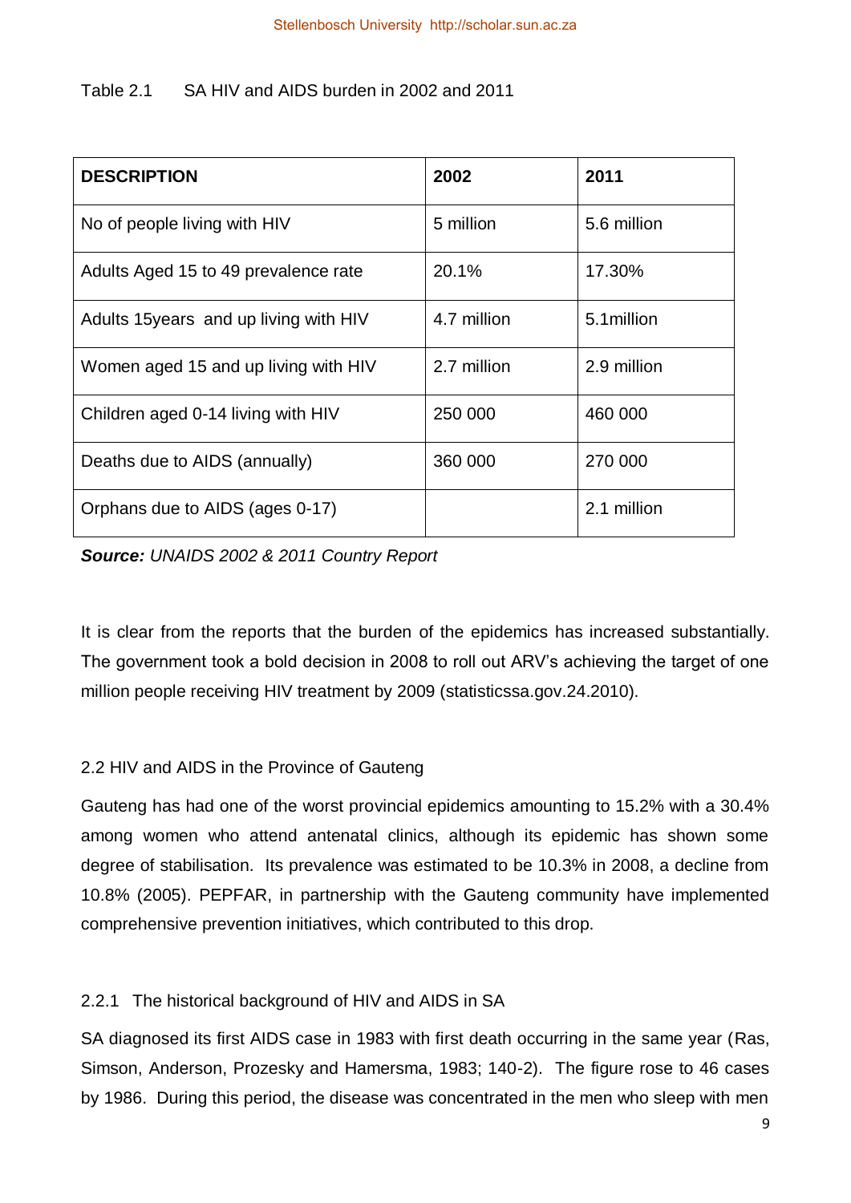Table 2.1 SA HIV and AIDS burden in 2002 and 2011

| DESCRIPTION | 2002 | 2011 |
|---|---|---|
| No of people living with HIV | 5 million | 5.6 million |
| Adults Aged 15 to 49 prevalence rate | 20.1% | 17.30% |
| Adults 15years and up living with HIV | 4.7 million | 5.1million |
| Women aged 15 and up living with HIV | 2.7 million | 2.9 million |
| Children aged 0-14 living with HIV | 250 000 | 460 000 |
| Deaths due to AIDS (annually) | 360 000 | 270 000 |
| Orphans due to AIDS (ages 0-17) | | 2.1 million |

***Source:*** *UNAIDS 2002 & 2011 Country Report*

It is clear from the reports that the burden of the epidemics has increased substantially. The government took a bold decision in 2008 to roll out ARV's achieving the target of one million people receiving HIV treatment by 2009 (statisticssa.gov.24.2010).

## 2.2 HIV and AIDS in the Province of Gauteng

Gauteng has had one of the worst provincial epidemics amounting to 15.2% with a 30.4% among women who attend antenatal clinics, although its epidemic has shown some degree of stabilisation. Its prevalence was estimated to be 10.3% in 2008, a decline from 10.8% (2005). PEPFAR, in partnership with the Gauteng community have implemented comprehensive prevention initiatives, which contributed to this drop.

### 2.2.1 The historical background of HIV and AIDS in SA

SA diagnosed its first AIDS case in 1983 with first death occurring in the same year (Ras, Simson, Anderson, Prozesky and Hamersma, 1983; 140-2). The figure rose to 46 cases by 1986. During this period, the disease was concentrated in the men who sleep with men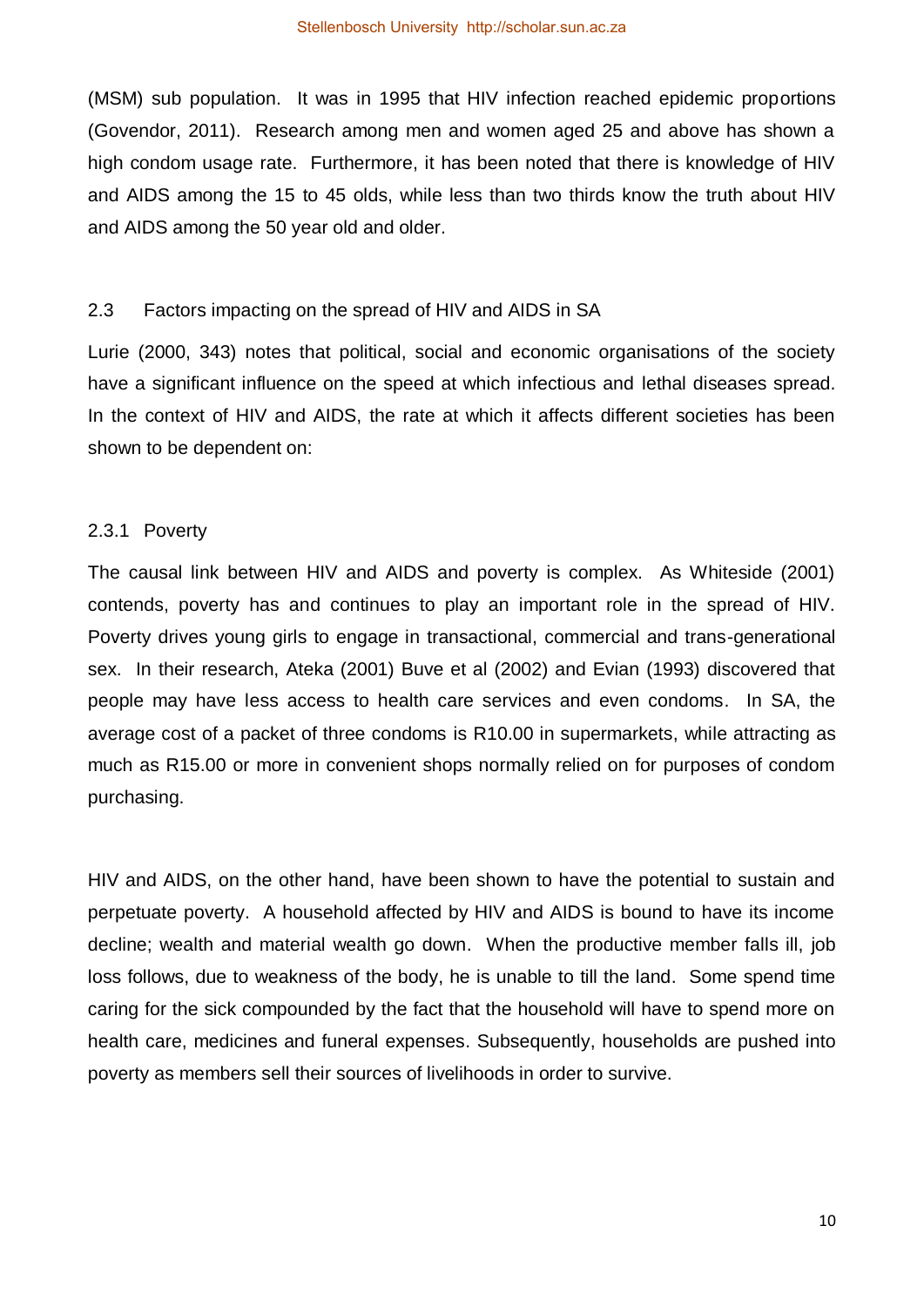(MSM) sub population. It was in 1995 that HIV infection reached epidemic proportions (Govendor, 2011). Research among men and women aged 25 and above has shown a high condom usage rate. Furthermore, it has been noted that there is knowledge of HIV and AIDS among the 15 to 45 olds, while less than two thirds know the truth about HIV and AIDS among the 50 year old and older.

## 2.3 Factors impacting on the spread of HIV and AIDS in SA

Lurie (2000, 343) notes that political, social and economic organisations of the society have a significant influence on the speed at which infectious and lethal diseases spread. In the context of HIV and AIDS, the rate at which it affects different societies has been shown to be dependent on:

### 2.3.1 Poverty

The causal link between HIV and AIDS and poverty is complex. As Whiteside (2001) contends, poverty has and continues to play an important role in the spread of HIV. Poverty drives young girls to engage in transactional, commercial and trans-generational sex. In their research, Ateka (2001) Buve et al (2002) and Evian (1993) discovered that people may have less access to health care services and even condoms. In SA, the average cost of a packet of three condoms is R10.00 in supermarkets, while attracting as much as R15.00 or more in convenient shops normally relied on for purposes of condom purchasing.

HIV and AIDS, on the other hand, have been shown to have the potential to sustain and perpetuate poverty. A household affected by HIV and AIDS is bound to have its income decline; wealth and material wealth go down. When the productive member falls ill, job loss follows, due to weakness of the body, he is unable to till the land. Some spend time caring for the sick compounded by the fact that the household will have to spend more on health care, medicines and funeral expenses. Subsequently, households are pushed into poverty as members sell their sources of livelihoods in order to survive.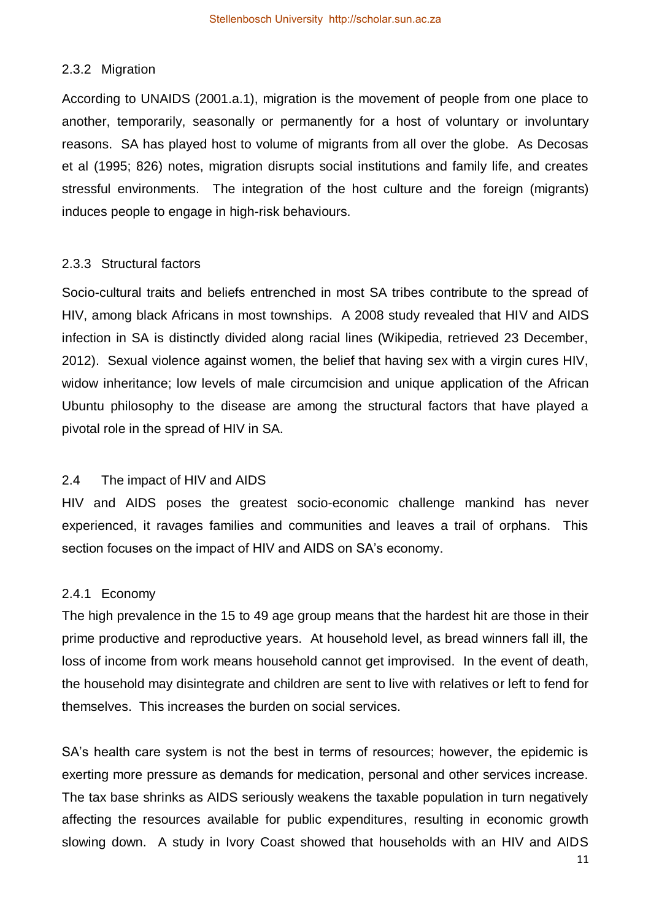### 2.3.2 Migration

According to UNAIDS (2001.a.1), migration is the movement of people from one place to another, temporarily, seasonally or permanently for a host of voluntary or involuntary reasons. SA has played host to volume of migrants from all over the globe. As Decosas et al (1995; 826) notes, migration disrupts social institutions and family life, and creates stressful environments. The integration of the host culture and the foreign (migrants) induces people to engage in high-risk behaviours.

### 2.3.3 Structural factors

Socio-cultural traits and beliefs entrenched in most SA tribes contribute to the spread of HIV, among black Africans in most townships. A 2008 study revealed that HIV and AIDS infection in SA is distinctly divided along racial lines (Wikipedia, retrieved 23 December, 2012). Sexual violence against women, the belief that having sex with a virgin cures HIV, widow inheritance; low levels of male circumcision and unique application of the African Ubuntu philosophy to the disease are among the structural factors that have played a pivotal role in the spread of HIV in SA.

## 2.4 The impact of HIV and AIDS

HIV and AIDS poses the greatest socio-economic challenge mankind has never experienced, it ravages families and communities and leaves a trail of orphans. This section focuses on the impact of HIV and AIDS on SA's economy.

### 2.4.1 Economy

The high prevalence in the 15 to 49 age group means that the hardest hit are those in their prime productive and reproductive years. At household level, as bread winners fall ill, the loss of income from work means household cannot get improvised. In the event of death, the household may disintegrate and children are sent to live with relatives or left to fend for themselves. This increases the burden on social services.

SA's health care system is not the best in terms of resources; however, the epidemic is exerting more pressure as demands for medication, personal and other services increase. The tax base shrinks as AIDS seriously weakens the taxable population in turn negatively affecting the resources available for public expenditures, resulting in economic growth slowing down. A study in Ivory Coast showed that households with an HIV and AIDS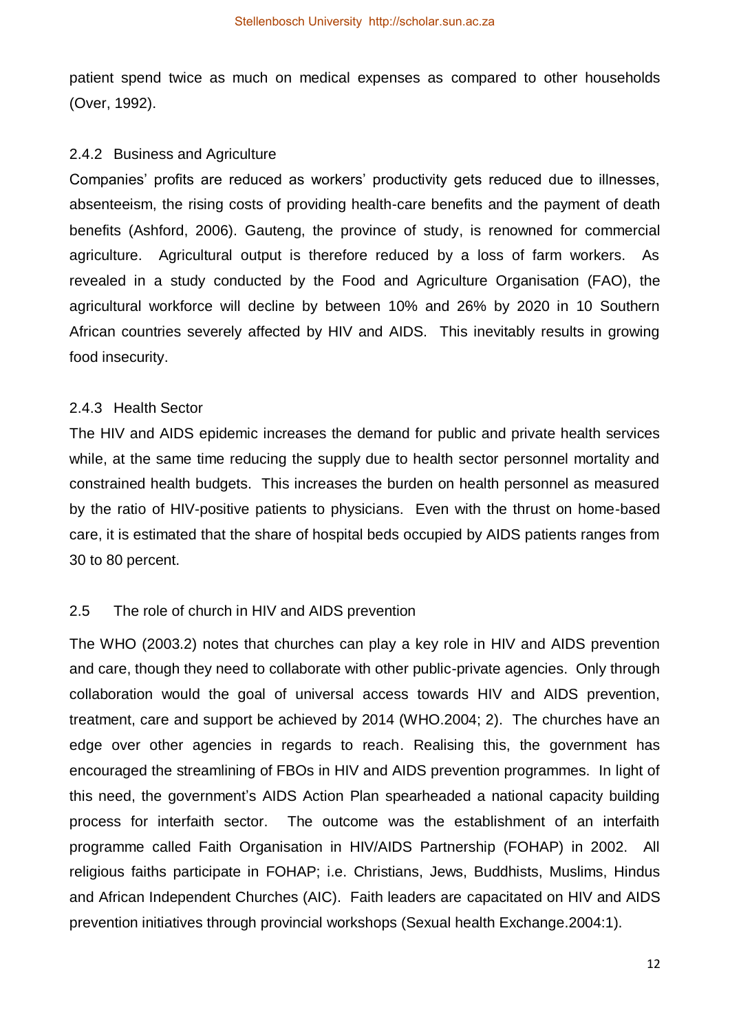patient spend twice as much on medical expenses as compared to other households (Over, 1992).

### 2.4.2 Business and Agriculture

Companies' profits are reduced as workers' productivity gets reduced due to illnesses, absenteeism, the rising costs of providing health-care benefits and the payment of death benefits (Ashford, 2006). Gauteng, the province of study, is renowned for commercial agriculture. Agricultural output is therefore reduced by a loss of farm workers. As revealed in a study conducted by the Food and Agriculture Organisation (FAO), the agricultural workforce will decline by between 10% and 26% by 2020 in 10 Southern African countries severely affected by HIV and AIDS. This inevitably results in growing food insecurity.

### 2.4.3 Health Sector

The HIV and AIDS epidemic increases the demand for public and private health services while, at the same time reducing the supply due to health sector personnel mortality and constrained health budgets. This increases the burden on health personnel as measured by the ratio of HIV-positive patients to physicians. Even with the thrust on home-based care, it is estimated that the share of hospital beds occupied by AIDS patients ranges from 30 to 80 percent.

## 2.5 The role of church in HIV and AIDS prevention

The WHO (2003.2) notes that churches can play a key role in HIV and AIDS prevention and care, though they need to collaborate with other public-private agencies. Only through collaboration would the goal of universal access towards HIV and AIDS prevention, treatment, care and support be achieved by 2014 (WHO.2004; 2). The churches have an edge over other agencies in regards to reach. Realising this, the government has encouraged the streamlining of FBOs in HIV and AIDS prevention programmes. In light of this need, the government's AIDS Action Plan spearheaded a national capacity building process for interfaith sector. The outcome was the establishment of an interfaith programme called Faith Organisation in HIV/AIDS Partnership (FOHAP) in 2002. All religious faiths participate in FOHAP; i.e. Christians, Jews, Buddhists, Muslims, Hindus and African Independent Churches (AIC). Faith leaders are capacitated on HIV and AIDS prevention initiatives through provincial workshops (Sexual health Exchange.2004:1).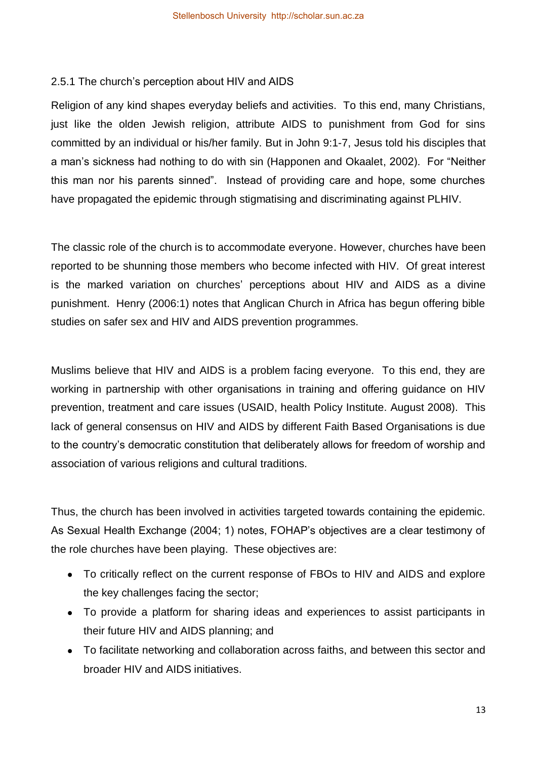### 2.5.1 The church's perception about HIV and AIDS

Religion of any kind shapes everyday beliefs and activities. To this end, many Christians, just like the olden Jewish religion, attribute AIDS to punishment from God for sins committed by an individual or his/her family. But in John 9:1-7, Jesus told his disciples that a man's sickness had nothing to do with sin (Happonen and Okaalet, 2002). For "Neither this man nor his parents sinned". Instead of providing care and hope, some churches have propagated the epidemic through stigmatising and discriminating against PLHIV.

The classic role of the church is to accommodate everyone. However, churches have been reported to be shunning those members who become infected with HIV. Of great interest is the marked variation on churches' perceptions about HIV and AIDS as a divine punishment. Henry (2006:1) notes that Anglican Church in Africa has begun offering bible studies on safer sex and HIV and AIDS prevention programmes.

Muslims believe that HIV and AIDS is a problem facing everyone. To this end, they are working in partnership with other organisations in training and offering guidance on HIV prevention, treatment and care issues (USAID, health Policy Institute. August 2008). This lack of general consensus on HIV and AIDS by different Faith Based Organisations is due to the country's democratic constitution that deliberately allows for freedom of worship and association of various religions and cultural traditions.

Thus, the church has been involved in activities targeted towards containing the epidemic. As Sexual Health Exchange (2004; 1) notes, FOHAP's objectives are a clear testimony of the role churches have been playing. These objectives are:

- To critically reflect on the current response of FBOs to HIV and AIDS and explore the key challenges facing the sector;
- To provide a platform for sharing ideas and experiences to assist participants in their future HIV and AIDS planning; and
- To facilitate networking and collaboration across faiths, and between this sector and broader HIV and AIDS initiatives.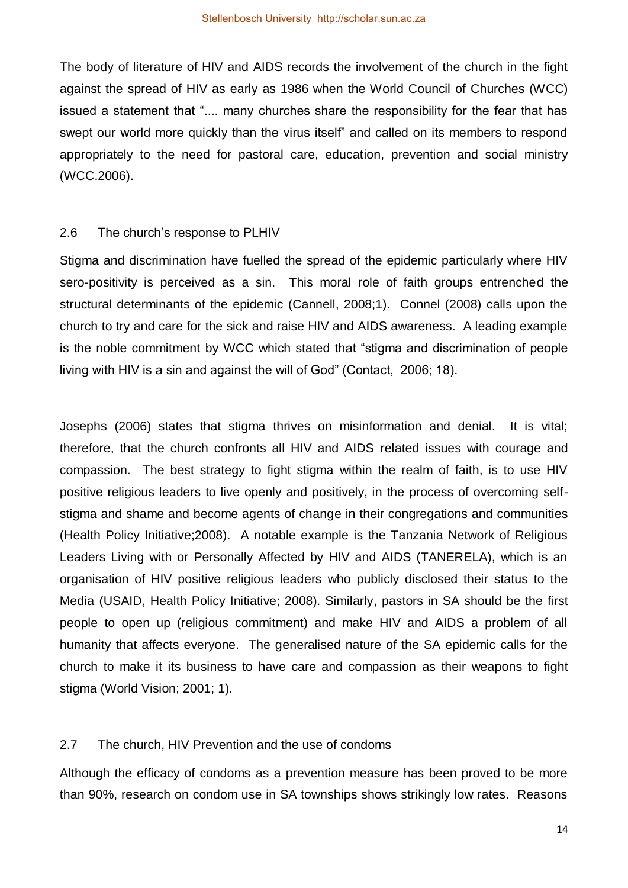The body of literature of HIV and AIDS records the involvement of the church in the fight against the spread of HIV as early as 1986 when the World Council of Churches (WCC) issued a statement that ".... many churches share the responsibility for the fear that has swept our world more quickly than the virus itself" and called on its members to respond appropriately to the need for pastoral care, education, prevention and social ministry (WCC.2006).

## 2.6 The church's response to PLHIV

Stigma and discrimination have fuelled the spread of the epidemic particularly where HIV sero-positivity is perceived as a sin. This moral role of faith groups entrenched the structural determinants of the epidemic (Cannell, 2008;1). Connel (2008) calls upon the church to try and care for the sick and raise HIV and AIDS awareness. A leading example is the noble commitment by WCC which stated that "stigma and discrimination of people living with HIV is a sin and against the will of God" (Contact, 2006; 18).

Josephs (2006) states that stigma thrives on misinformation and denial. It is vital; therefore, that the church confronts all HIV and AIDS related issues with courage and compassion. The best strategy to fight stigma within the realm of faith, is to use HIV positive religious leaders to live openly and positively, in the process of overcoming self-stigma and shame and become agents of change in their congregations and communities (Health Policy Initiative;2008). A notable example is the Tanzania Network of Religious Leaders Living with or Personally Affected by HIV and AIDS (TANERELA), which is an organisation of HIV positive religious leaders who publicly disclosed their status to the Media (USAID, Health Policy Initiative; 2008). Similarly, pastors in SA should be the first people to open up (religious commitment) and make HIV and AIDS a problem of all humanity that affects everyone. The generalised nature of the SA epidemic calls for the church to make it its business to have care and compassion as their weapons to fight stigma (World Vision; 2001; 1).

## 2.7 The church, HIV Prevention and the use of condoms

Although the efficacy of condoms as a prevention measure has been proved to be more than 90%, research on condom use in SA townships shows strikingly low rates. Reasons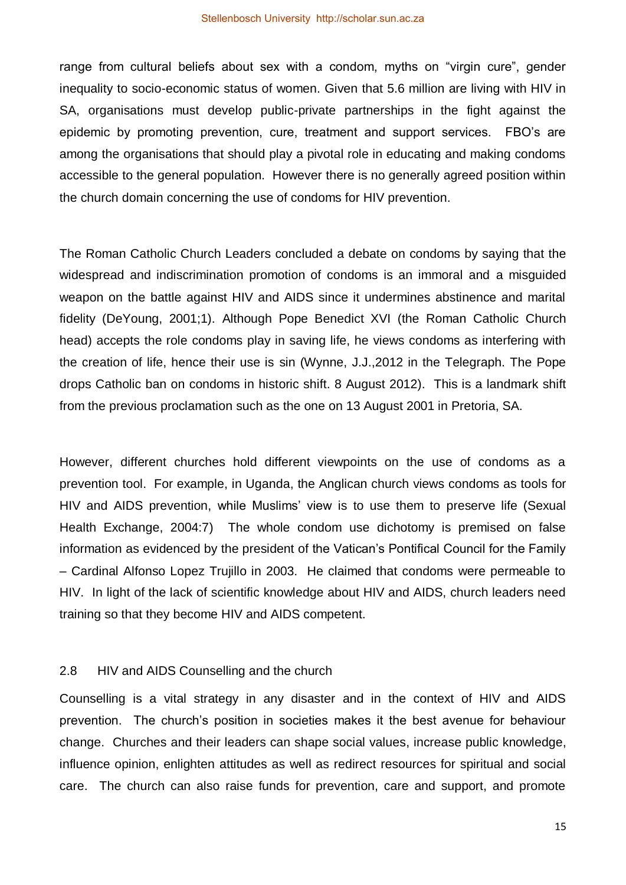range from cultural beliefs about sex with a condom, myths on “virgin cure”, gender inequality to socio-economic status of women. Given that 5.6 million are living with HIV in SA, organisations must develop public-private partnerships in the fight against the epidemic by promoting prevention, cure, treatment and support services. FBO’s are among the organisations that should play a pivotal role in educating and making condoms accessible to the general population. However there is no generally agreed position within the church domain concerning the use of condoms for HIV prevention.

The Roman Catholic Church Leaders concluded a debate on condoms by saying that the widespread and indiscrimination promotion of condoms is an immoral and a misguided weapon on the battle against HIV and AIDS since it undermines abstinence and marital fidelity (DeYoung, 2001;1). Although Pope Benedict XVI (the Roman Catholic Church head) accepts the role condoms play in saving life, he views condoms as interfering with the creation of life, hence their use is sin (Wynne, J.J.,2012 in the Telegraph. The Pope drops Catholic ban on condoms in historic shift. 8 August 2012). This is a landmark shift from the previous proclamation such as the one on 13 August 2001 in Pretoria, SA.

However, different churches hold different viewpoints on the use of condoms as a prevention tool. For example, in Uganda, the Anglican church views condoms as tools for HIV and AIDS prevention, while Muslims’ view is to use them to preserve life (Sexual Health Exchange, 2004:7) The whole condom use dichotomy is premised on false information as evidenced by the president of the Vatican’s Pontifical Council for the Family – Cardinal Alfonso Lopez Trujillo in 2003. He claimed that condoms were permeable to HIV. In light of the lack of scientific knowledge about HIV and AIDS, church leaders need training so that they become HIV and AIDS competent.

### 2.8 HIV and AIDS Counselling and the church

Counselling is a vital strategy in any disaster and in the context of HIV and AIDS prevention. The church’s position in societies makes it the best avenue for behaviour change. Churches and their leaders can shape social values, increase public knowledge, influence opinion, enlighten attitudes as well as redirect resources for spiritual and social care. The church can also raise funds for prevention, care and support, and promote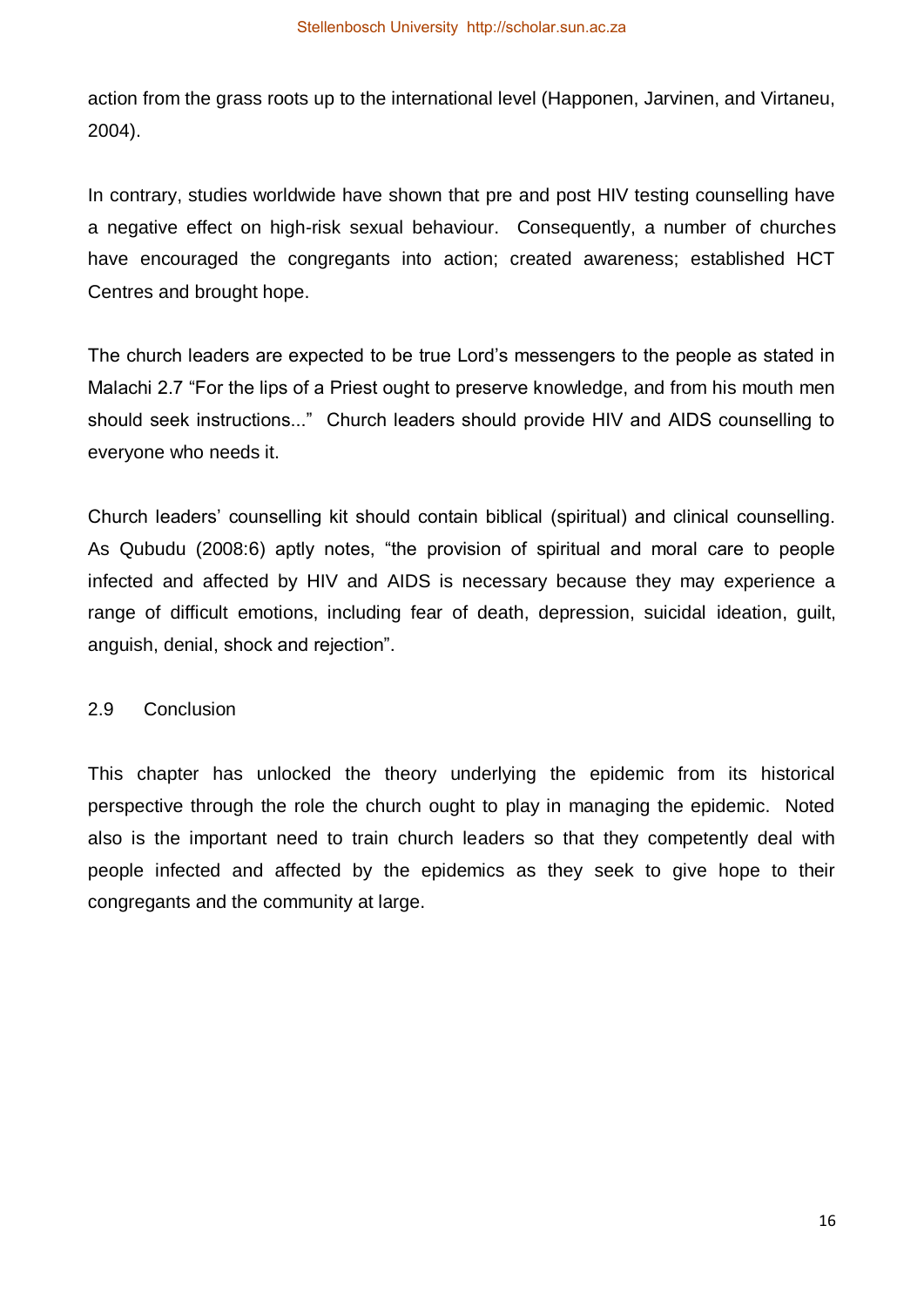action from the grass roots up to the international level (Happonen, Jarvinen, and Virtaneu, 2004).

In contrary, studies worldwide have shown that pre and post HIV testing counselling have a negative effect on high-risk sexual behaviour. Consequently, a number of churches have encouraged the congregants into action; created awareness; established HCT Centres and brought hope.

The church leaders are expected to be true Lord's messengers to the people as stated in Malachi 2.7 "For the lips of a Priest ought to preserve knowledge, and from his mouth men should seek instructions..." Church leaders should provide HIV and AIDS counselling to everyone who needs it.

Church leaders' counselling kit should contain biblical (spiritual) and clinical counselling. As Qubudu (2008:6) aptly notes, "the provision of spiritual and moral care to people infected and affected by HIV and AIDS is necessary because they may experience a range of difficult emotions, including fear of death, depression, suicidal ideation, guilt, anguish, denial, shock and rejection".

## 2.9 Conclusion

This chapter has unlocked the theory underlying the epidemic from its historical perspective through the role the church ought to play in managing the epidemic. Noted also is the important need to train church leaders so that they competently deal with people infected and affected by the epidemics as they seek to give hope to their congregants and the community at large.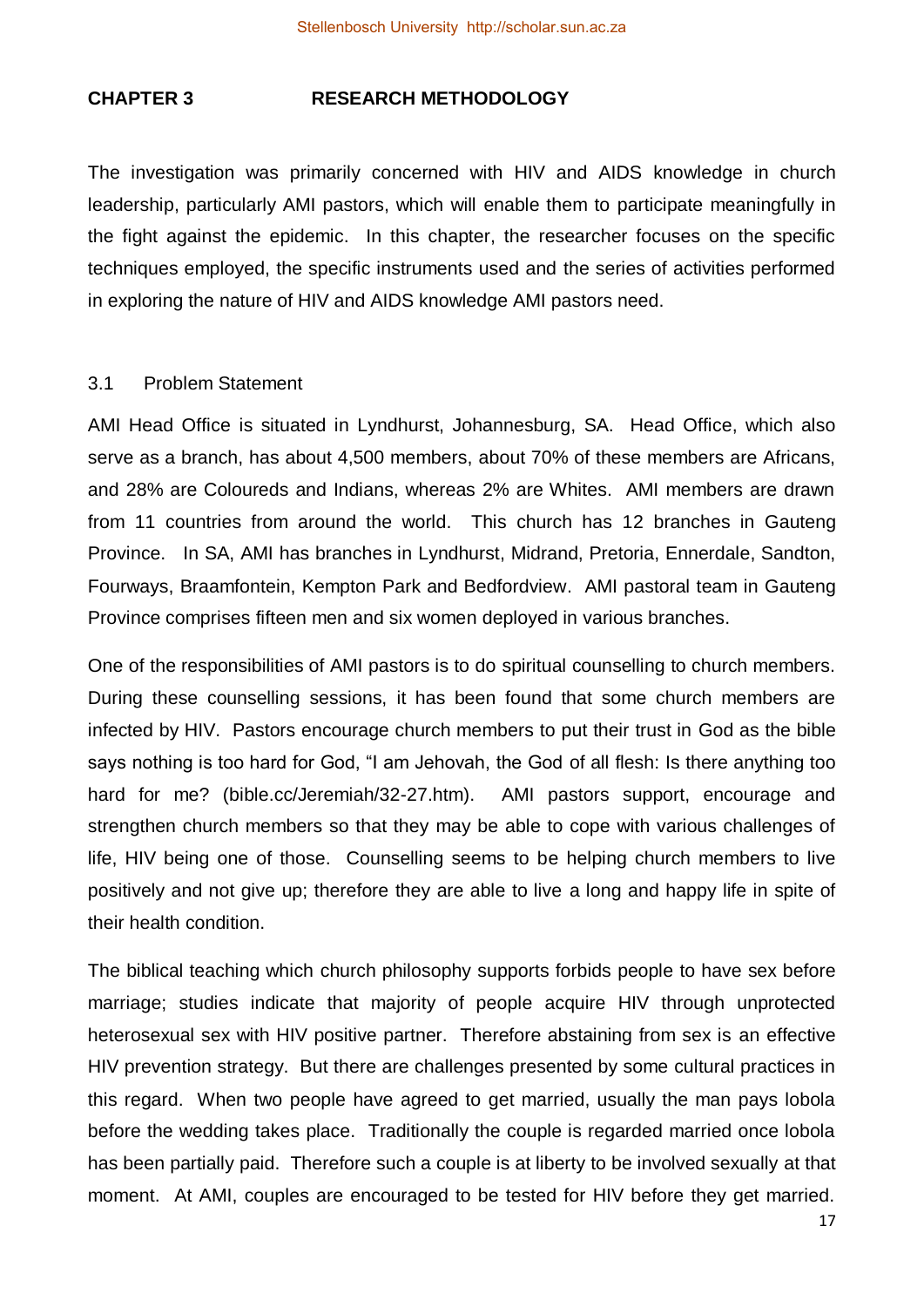## CHAPTER 3 RESEARCH METHODOLOGY

The investigation was primarily concerned with HIV and AIDS knowledge in church leadership, particularly AMI pastors, which will enable them to participate meaningfully in the fight against the epidemic. In this chapter, the researcher focuses on the specific techniques employed, the specific instruments used and the series of activities performed in exploring the nature of HIV and AIDS knowledge AMI pastors need.

### 3.1 Problem Statement

AMI Head Office is situated in Lyndhurst, Johannesburg, SA. Head Office, which also serve as a branch, has about 4,500 members, about 70% of these members are Africans, and 28% are Coloureds and Indians, whereas 2% are Whites. AMI members are drawn from 11 countries from around the world. This church has 12 branches in Gauteng Province. In SA, AMI has branches in Lyndhurst, Midrand, Pretoria, Ennerdale, Sandton, Fourways, Braamfontein, Kempton Park and Bedfordview. AMI pastoral team in Gauteng Province comprises fifteen men and six women deployed in various branches.

One of the responsibilities of AMI pastors is to do spiritual counselling to church members. During these counselling sessions, it has been found that some church members are infected by HIV. Pastors encourage church members to put their trust in God as the bible says nothing is too hard for God, "I am Jehovah, the God of all flesh: Is there anything too hard for me? (bible.cc/Jeremiah/32-27.htm). AMI pastors support, encourage and strengthen church members so that they may be able to cope with various challenges of life, HIV being one of those. Counselling seems to be helping church members to live positively and not give up; therefore they are able to live a long and happy life in spite of their health condition.

The biblical teaching which church philosophy supports forbids people to have sex before marriage; studies indicate that majority of people acquire HIV through unprotected heterosexual sex with HIV positive partner. Therefore abstaining from sex is an effective HIV prevention strategy. But there are challenges presented by some cultural practices in this regard. When two people have agreed to get married, usually the man pays lobola before the wedding takes place. Traditionally the couple is regarded married once lobola has been partially paid. Therefore such a couple is at liberty to be involved sexually at that moment. At AMI, couples are encouraged to be tested for HIV before they get married.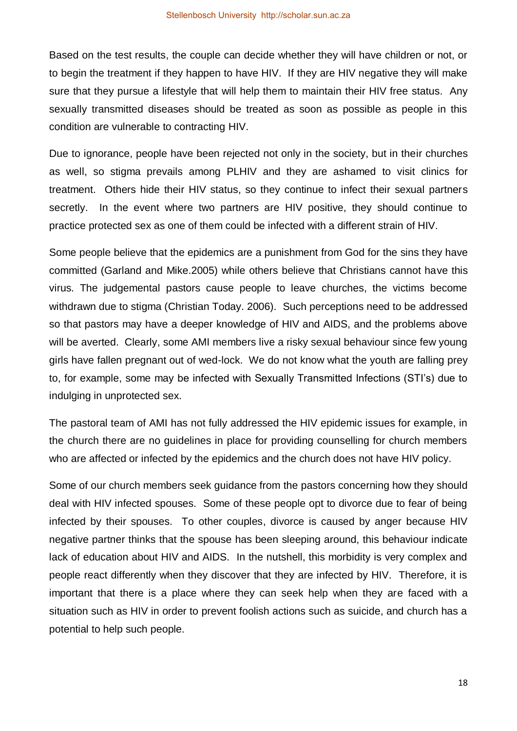Based on the test results, the couple can decide whether they will have children or not, or to begin the treatment if they happen to have HIV. If they are HIV negative they will make sure that they pursue a lifestyle that will help them to maintain their HIV free status. Any sexually transmitted diseases should be treated as soon as possible as people in this condition are vulnerable to contracting HIV.

Due to ignorance, people have been rejected not only in the society, but in their churches as well, so stigma prevails among PLHIV and they are ashamed to visit clinics for treatment. Others hide their HIV status, so they continue to infect their sexual partners secretly. In the event where two partners are HIV positive, they should continue to practice protected sex as one of them could be infected with a different strain of HIV.

Some people believe that the epidemics are a punishment from God for the sins they have committed (Garland and Mike.2005) while others believe that Christians cannot have this virus. The judgemental pastors cause people to leave churches, the victims become withdrawn due to stigma (Christian Today. 2006). Such perceptions need to be addressed so that pastors may have a deeper knowledge of HIV and AIDS, and the problems above will be averted. Clearly, some AMI members live a risky sexual behaviour since few young girls have fallen pregnant out of wed-lock. We do not know what the youth are falling prey to, for example, some may be infected with Sexually Transmitted Infections (STI's) due to indulging in unprotected sex.

The pastoral team of AMI has not fully addressed the HIV epidemic issues for example, in the church there are no guidelines in place for providing counselling for church members who are affected or infected by the epidemics and the church does not have HIV policy.

Some of our church members seek guidance from the pastors concerning how they should deal with HIV infected spouses. Some of these people opt to divorce due to fear of being infected by their spouses. To other couples, divorce is caused by anger because HIV negative partner thinks that the spouse has been sleeping around, this behaviour indicate lack of education about HIV and AIDS. In the nutshell, this morbidity is very complex and people react differently when they discover that they are infected by HIV. Therefore, it is important that there is a place where they can seek help when they are faced with a situation such as HIV in order to prevent foolish actions such as suicide, and church has a potential to help such people.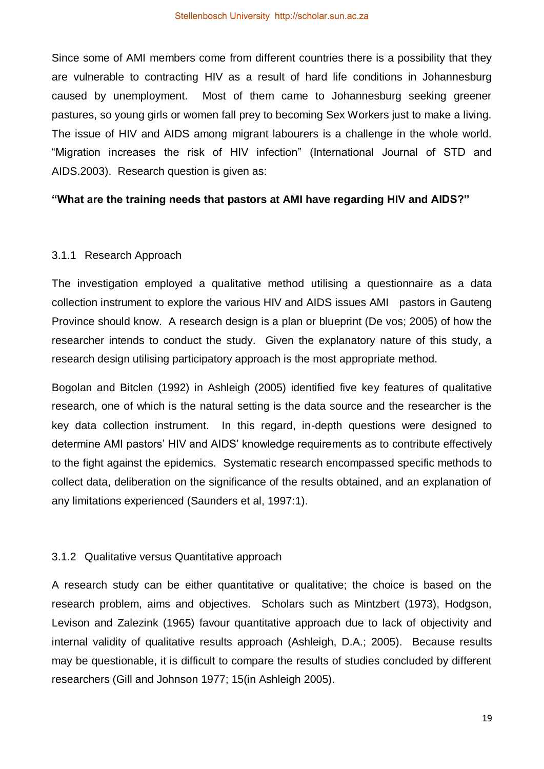Since some of AMI members come from different countries there is a possibility that they are vulnerable to contracting HIV as a result of hard life conditions in Johannesburg caused by unemployment. Most of them came to Johannesburg seeking greener pastures, so young girls or women fall prey to becoming Sex Workers just to make a living. The issue of HIV and AIDS among migrant labourers is a challenge in the whole world. "Migration increases the risk of HIV infection" (International Journal of STD and AIDS.2003). Research question is given as:

**"What are the training needs that pastors at AMI have regarding HIV and AIDS?"**

### 3.1.1 Research Approach

The investigation employed a qualitative method utilising a questionnaire as a data collection instrument to explore the various HIV and AIDS issues AMI pastors in Gauteng Province should know. A research design is a plan or blueprint (De vos; 2005) of how the researcher intends to conduct the study. Given the explanatory nature of this study, a research design utilising participatory approach is the most appropriate method.

Bogolan and Bitclen (1992) in Ashleigh (2005) identified five key features of qualitative research, one of which is the natural setting is the data source and the researcher is the key data collection instrument. In this regard, in-depth questions were designed to determine AMI pastors' HIV and AIDS' knowledge requirements as to contribute effectively to the fight against the epidemics. Systematic research encompassed specific methods to collect data, deliberation on the significance of the results obtained, and an explanation of any limitations experienced (Saunders et al, 1997:1).

### 3.1.2 Qualitative versus Quantitative approach

A research study can be either quantitative or qualitative; the choice is based on the research problem, aims and objectives. Scholars such as Mintzbert (1973), Hodgson, Levison and Zalezink (1965) favour quantitative approach due to lack of objectivity and internal validity of qualitative results approach (Ashleigh, D.A.; 2005). Because results may be questionable, it is difficult to compare the results of studies concluded by different researchers (Gill and Johnson 1977; 15(in Ashleigh 2005).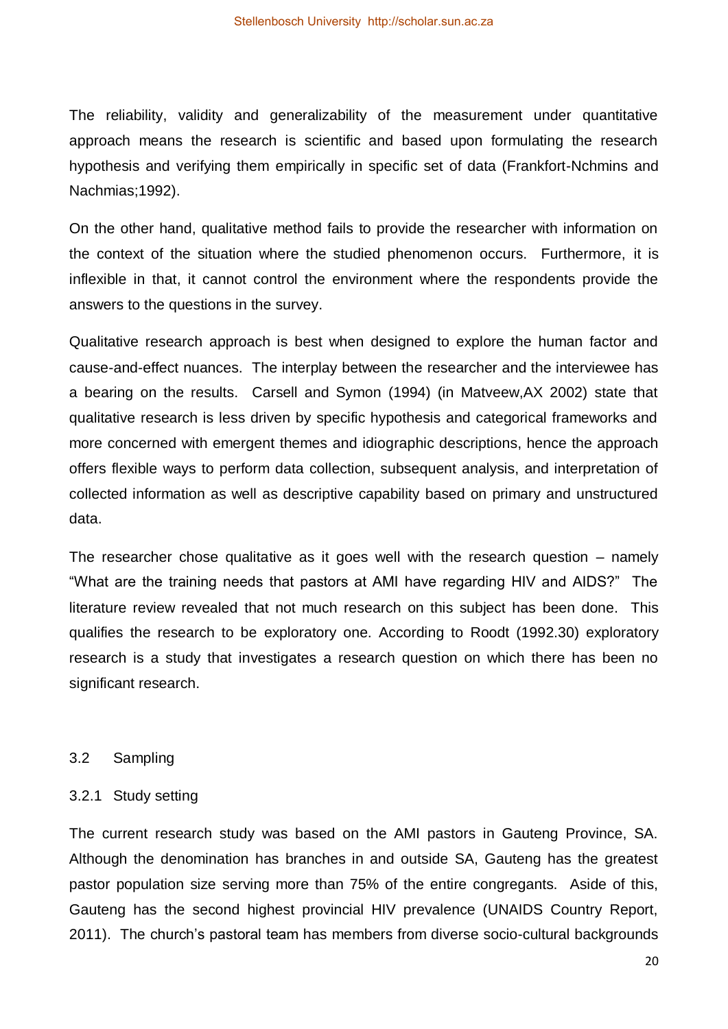The reliability, validity and generalizability of the measurement under quantitative approach means the research is scientific and based upon formulating the research hypothesis and verifying them empirically in specific set of data (Frankfort-Nchmins and Nachmias;1992).

On the other hand, qualitative method fails to provide the researcher with information on the context of the situation where the studied phenomenon occurs. Furthermore, it is inflexible in that, it cannot control the environment where the respondents provide the answers to the questions in the survey.

Qualitative research approach is best when designed to explore the human factor and cause-and-effect nuances. The interplay between the researcher and the interviewee has a bearing on the results. Carsell and Symon (1994) (in Matveew,AX 2002) state that qualitative research is less driven by specific hypothesis and categorical frameworks and more concerned with emergent themes and idiographic descriptions, hence the approach offers flexible ways to perform data collection, subsequent analysis, and interpretation of collected information as well as descriptive capability based on primary and unstructured data.

The researcher chose qualitative as it goes well with the research question – namely "What are the training needs that pastors at AMI have regarding HIV and AIDS?" The literature review revealed that not much research on this subject has been done. This qualifies the research to be exploratory one. According to Roodt (1992.30) exploratory research is a study that investigates a research question on which there has been no significant research.

## 3.2 Sampling

### 3.2.1 Study setting

The current research study was based on the AMI pastors in Gauteng Province, SA. Although the denomination has branches in and outside SA, Gauteng has the greatest pastor population size serving more than 75% of the entire congregants. Aside of this, Gauteng has the second highest provincial HIV prevalence (UNAIDS Country Report, 2011). The church's pastoral team has members from diverse socio-cultural backgrounds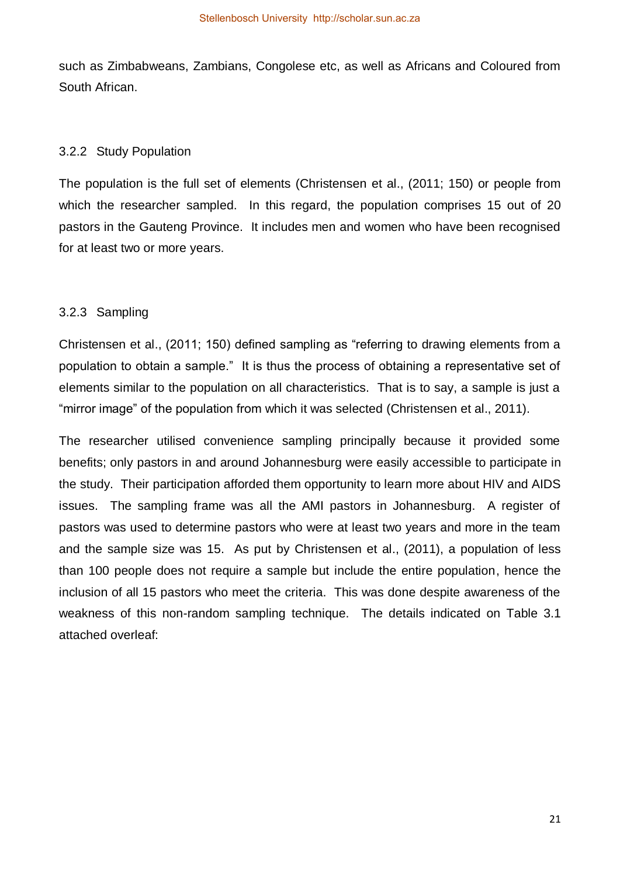such as Zimbabweans, Zambians, Congolese etc, as well as Africans and Coloured from South African.

### 3.2.2 Study Population

The population is the full set of elements (Christensen et al., (2011; 150) or people from which the researcher sampled. In this regard, the population comprises 15 out of 20 pastors in the Gauteng Province. It includes men and women who have been recognised for at least two or more years.

### 3.2.3 Sampling

Christensen et al., (2011; 150) defined sampling as "referring to drawing elements from a population to obtain a sample." It is thus the process of obtaining a representative set of elements similar to the population on all characteristics. That is to say, a sample is just a "mirror image" of the population from which it was selected (Christensen et al., 2011).

The researcher utilised convenience sampling principally because it provided some benefits; only pastors in and around Johannesburg were easily accessible to participate in the study. Their participation afforded them opportunity to learn more about HIV and AIDS issues. The sampling frame was all the AMI pastors in Johannesburg. A register of pastors was used to determine pastors who were at least two years and more in the team and the sample size was 15. As put by Christensen et al., (2011), a population of less than 100 people does not require a sample but include the entire population, hence the inclusion of all 15 pastors who meet the criteria. This was done despite awareness of the weakness of this non-random sampling technique. The details indicated on Table 3.1 attached overleaf: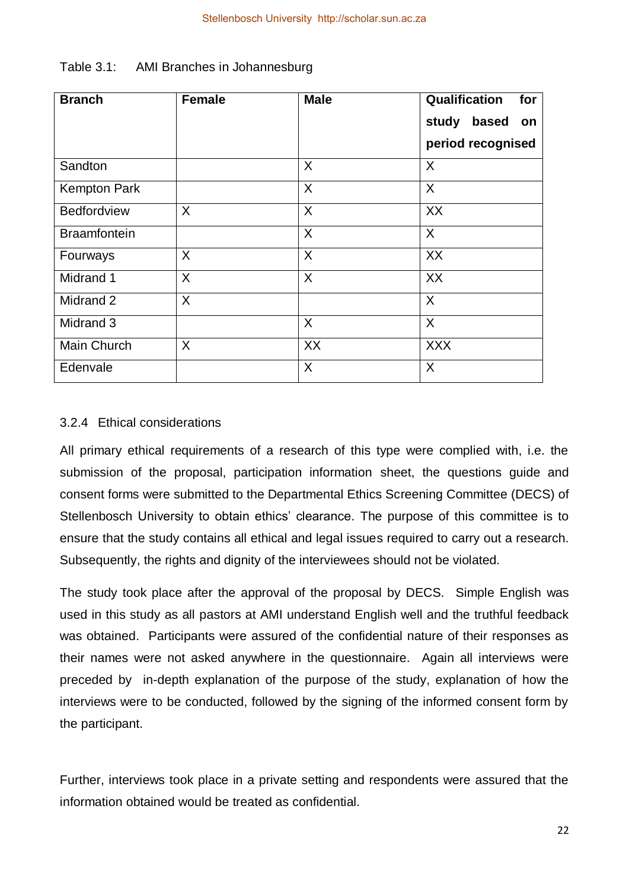Table 3.1: AMI Branches in Johannesburg

| Branch | Female | Male | Qualification for study based on period recognised |
|---|---|---|---|
| Sandton | | X | X |
| Kempton Park | | X | X |
| Bedfordview | X | X | XX |
| Braamfontein | | X | X |
| Fourways | X | X | XX |
| Midrand 1 | X | X | XX |
| Midrand 2 | X | | X |
| Midrand 3 | | X | X |
| Main Church | X | XX | XXX |
| Edenvale | | X | X |

### 3.2.4 Ethical considerations

All primary ethical requirements of a research of this type were complied with, i.e. the submission of the proposal, participation information sheet, the questions guide and consent forms were submitted to the Departmental Ethics Screening Committee (DECS) of Stellenbosch University to obtain ethics' clearance. The purpose of this committee is to ensure that the study contains all ethical and legal issues required to carry out a research. Subsequently, the rights and dignity of the interviewees should not be violated.

The study took place after the approval of the proposal by DECS. Simple English was used in this study as all pastors at AMI understand English well and the truthful feedback was obtained. Participants were assured of the confidential nature of their responses as their names were not asked anywhere in the questionnaire. Again all interviews were preceded by in-depth explanation of the purpose of the study, explanation of how the interviews were to be conducted, followed by the signing of the informed consent form by the participant.

Further, interviews took place in a private setting and respondents were assured that the information obtained would be treated as confidential.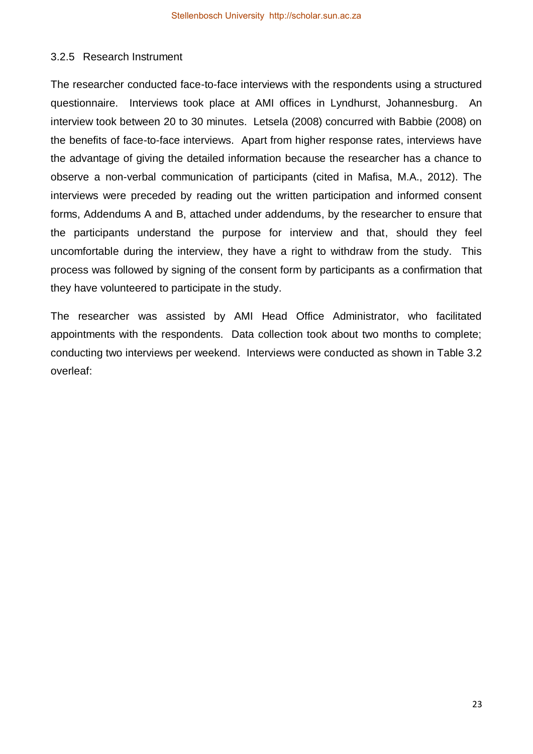### 3.2.5 Research Instrument

The researcher conducted face-to-face interviews with the respondents using a structured questionnaire. Interviews took place at AMI offices in Lyndhurst, Johannesburg. An interview took between 20 to 30 minutes. Letsela (2008) concurred with Babbie (2008) on the benefits of face-to-face interviews. Apart from higher response rates, interviews have the advantage of giving the detailed information because the researcher has a chance to observe a non-verbal communication of participants (cited in Mafisa, M.A., 2012). The interviews were preceded by reading out the written participation and informed consent forms, Addendums A and B, attached under addendums, by the researcher to ensure that the participants understand the purpose for interview and that, should they feel uncomfortable during the interview, they have a right to withdraw from the study. This process was followed by signing of the consent form by participants as a confirmation that they have volunteered to participate in the study.

The researcher was assisted by AMI Head Office Administrator, who facilitated appointments with the respondents. Data collection took about two months to complete; conducting two interviews per weekend. Interviews were conducted as shown in Table 3.2 overleaf: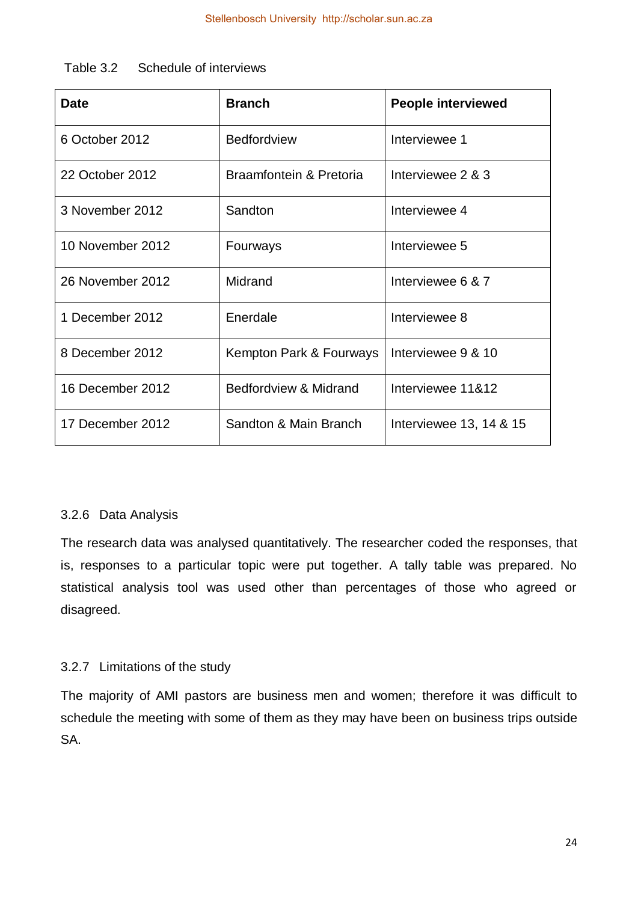Table 3.2 Schedule of interviews

| Date | Branch | People interviewed |
|---|---|---|
| 6 October 2012 | Bedfordview | Interviewee 1 |
| 22 October 2012 | Braamfontein & Pretoria | Interviewee 2 & 3 |
| 3 November 2012 | Sandton | Interviewee 4 |
| 10 November 2012 | Fourways | Interviewee 5 |
| 26 November 2012 | Midrand | Interviewee 6 & 7 |
| 1 December 2012 | Enerdale | Interviewee 8 |
| 8 December 2012 | Kempton Park & Fourways | Interviewee 9 & 10 |
| 16 December 2012 | Bedfordview & Midrand | Interviewee 11&12 |
| 17 December 2012 | Sandton & Main Branch | Interviewee 13, 14 & 15 |

### 3.2.6 Data Analysis

The research data was analysed quantitatively. The researcher coded the responses, that is, responses to a particular topic were put together. A tally table was prepared. No statistical analysis tool was used other than percentages of those who agreed or disagreed.

### 3.2.7 Limitations of the study

The majority of AMI pastors are business men and women; therefore it was difficult to schedule the meeting with some of them as they may have been on business trips outside SA.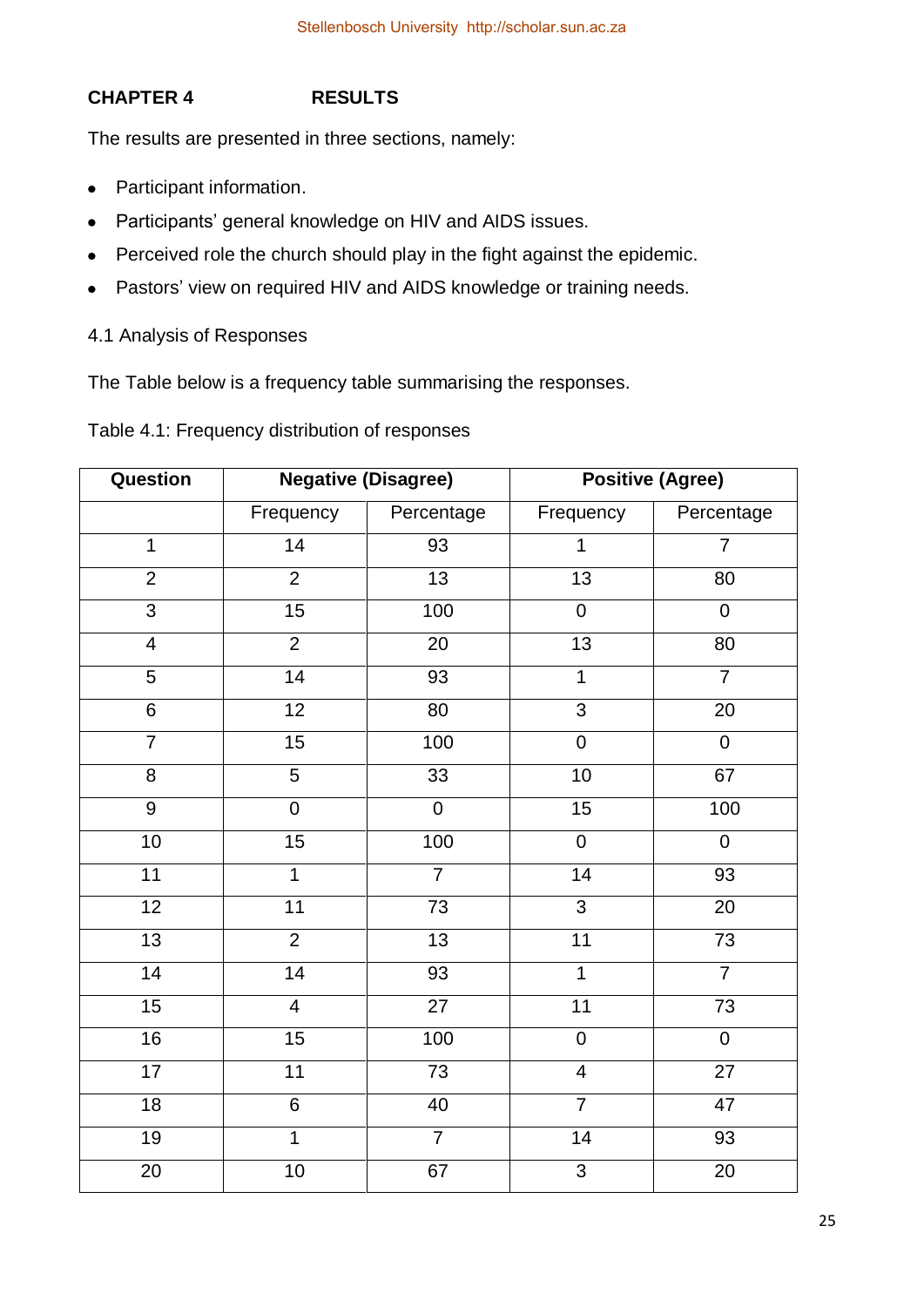# CHAPTER 4 RESULTS

The results are presented in three sections, namely:

- Participant information.
- Participants' general knowledge on HIV and AIDS issues.
- Perceived role the church should play in the fight against the epidemic.
- Pastors' view on required HIV and AIDS knowledge or training needs.

## 4.1 Analysis of Responses

The Table below is a frequency table summarising the responses.

Table 4.1: Frequency distribution of responses

| Question | Negative (Disagree) | | Positive (Agree) | |
|---|---|---|---|---|
| | Frequency | Percentage | Frequency | Percentage |
| 1 | 14 | 93 | 1 | 7 |
| 2 | 2 | 13 | 13 | 80 |
| 3 | 15 | 100 | 0 | 0 |
| 4 | 2 | 20 | 13 | 80 |
| 5 | 14 | 93 | 1 | 7 |
| 6 | 12 | 80 | 3 | 20 |
| 7 | 15 | 100 | 0 | 0 |
| 8 | 5 | 33 | 10 | 67 |
| 9 | 0 | 0 | 15 | 100 |
| 10 | 15 | 100 | 0 | 0 |
| 11 | 1 | 7 | 14 | 93 |
| 12 | 11 | 73 | 3 | 20 |
| 13 | 2 | 13 | 11 | 73 |
| 14 | 14 | 93 | 1 | 7 |
| 15 | 4 | 27 | 11 | 73 |
| 16 | 15 | 100 | 0 | 0 |
| 17 | 11 | 73 | 4 | 27 |
| 18 | 6 | 40 | 7 | 47 |
| 19 | 1 | 7 | 14 | 93 |
| 20 | 10 | 67 | 3 | 20 |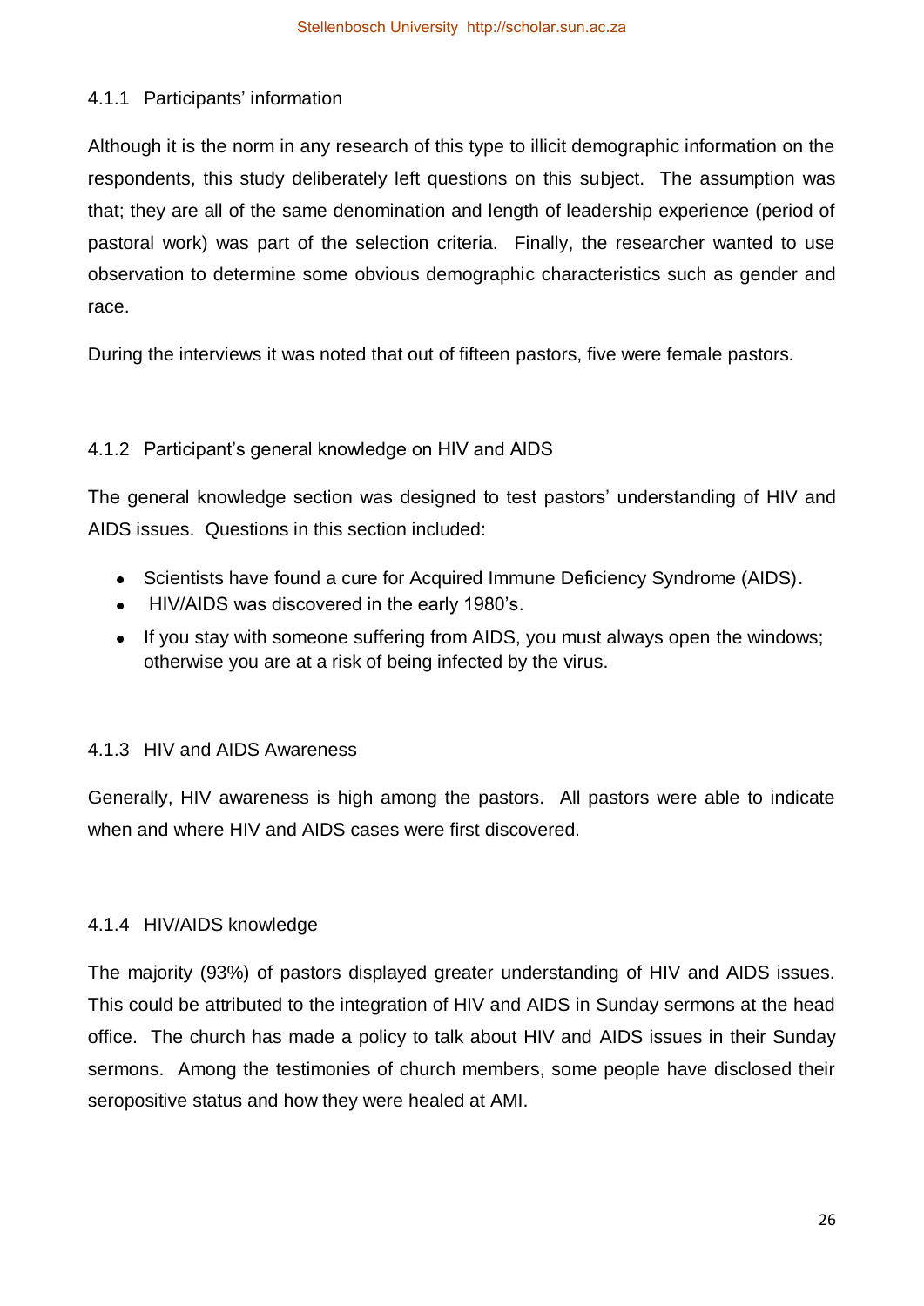### 4.1.1 Participants' information

Although it is the norm in any research of this type to illicit demographic information on the respondents, this study deliberately left questions on this subject. The assumption was that; they are all of the same denomination and length of leadership experience (period of pastoral work) was part of the selection criteria. Finally, the researcher wanted to use observation to determine some obvious demographic characteristics such as gender and race.

During the interviews it was noted that out of fifteen pastors, five were female pastors.

### 4.1.2 Participant's general knowledge on HIV and AIDS

The general knowledge section was designed to test pastors' understanding of HIV and AIDS issues. Questions in this section included:

- Scientists have found a cure for Acquired Immune Deficiency Syndrome (AIDS).
- HIV/AIDS was discovered in the early 1980's.
- If you stay with someone suffering from AIDS, you must always open the windows; otherwise you are at a risk of being infected by the virus.

### 4.1.3 HIV and AIDS Awareness

Generally, HIV awareness is high among the pastors. All pastors were able to indicate when and where HIV and AIDS cases were first discovered.

### 4.1.4 HIV/AIDS knowledge

The majority (93%) of pastors displayed greater understanding of HIV and AIDS issues. This could be attributed to the integration of HIV and AIDS in Sunday sermons at the head office. The church has made a policy to talk about HIV and AIDS issues in their Sunday sermons. Among the testimonies of church members, some people have disclosed their seropositive status and how they were healed at AMI.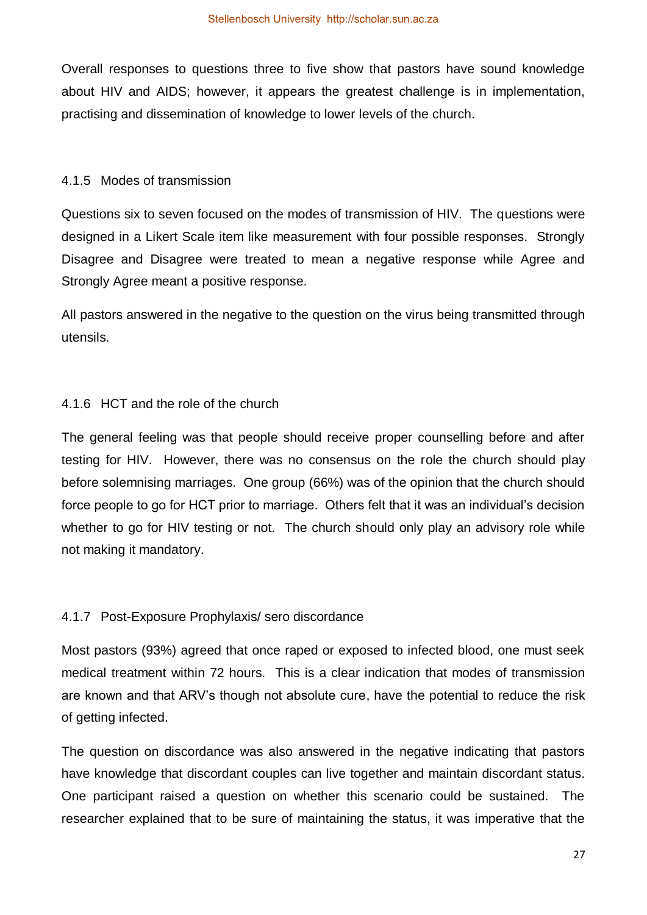Overall responses to questions three to five show that pastors have sound knowledge about HIV and AIDS; however, it appears the greatest challenge is in implementation, practising and dissemination of knowledge to lower levels of the church.

### 4.1.5 Modes of transmission

Questions six to seven focused on the modes of transmission of HIV. The questions were designed in a Likert Scale item like measurement with four possible responses. Strongly Disagree and Disagree were treated to mean a negative response while Agree and Strongly Agree meant a positive response.

All pastors answered in the negative to the question on the virus being transmitted through utensils.

### 4.1.6 HCT and the role of the church

The general feeling was that people should receive proper counselling before and after testing for HIV. However, there was no consensus on the role the church should play before solemnising marriages. One group (66%) was of the opinion that the church should force people to go for HCT prior to marriage. Others felt that it was an individual's decision whether to go for HIV testing or not. The church should only play an advisory role while not making it mandatory.

### 4.1.7 Post-Exposure Prophylaxis/ sero discordance

Most pastors (93%) agreed that once raped or exposed to infected blood, one must seek medical treatment within 72 hours. This is a clear indication that modes of transmission are known and that ARV's though not absolute cure, have the potential to reduce the risk of getting infected.

The question on discordance was also answered in the negative indicating that pastors have knowledge that discordant couples can live together and maintain discordant status. One participant raised a question on whether this scenario could be sustained. The researcher explained that to be sure of maintaining the status, it was imperative that the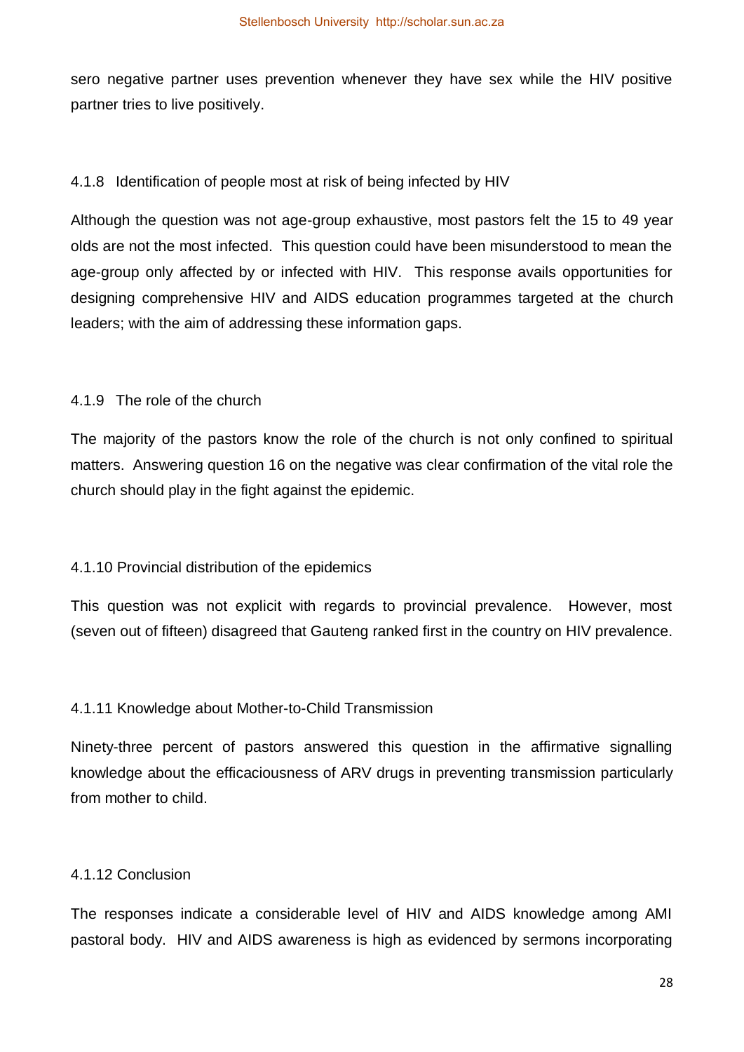sero negative partner uses prevention whenever they have sex while the HIV positive partner tries to live positively.

### 4.1.8 Identification of people most at risk of being infected by HIV

Although the question was not age-group exhaustive, most pastors felt the 15 to 49 year olds are not the most infected. This question could have been misunderstood to mean the age-group only affected by or infected with HIV. This response avails opportunities for designing comprehensive HIV and AIDS education programmes targeted at the church leaders; with the aim of addressing these information gaps.

### 4.1.9 The role of the church

The majority of the pastors know the role of the church is not only confined to spiritual matters. Answering question 16 on the negative was clear confirmation of the vital role the church should play in the fight against the epidemic.

### 4.1.10 Provincial distribution of the epidemics

This question was not explicit with regards to provincial prevalence. However, most (seven out of fifteen) disagreed that Gauteng ranked first in the country on HIV prevalence.

### 4.1.11 Knowledge about Mother-to-Child Transmission

Ninety-three percent of pastors answered this question in the affirmative signalling knowledge about the efficaciousness of ARV drugs in preventing transmission particularly from mother to child.

### 4.1.12 Conclusion

The responses indicate a considerable level of HIV and AIDS knowledge among AMI pastoral body. HIV and AIDS awareness is high as evidenced by sermons incorporating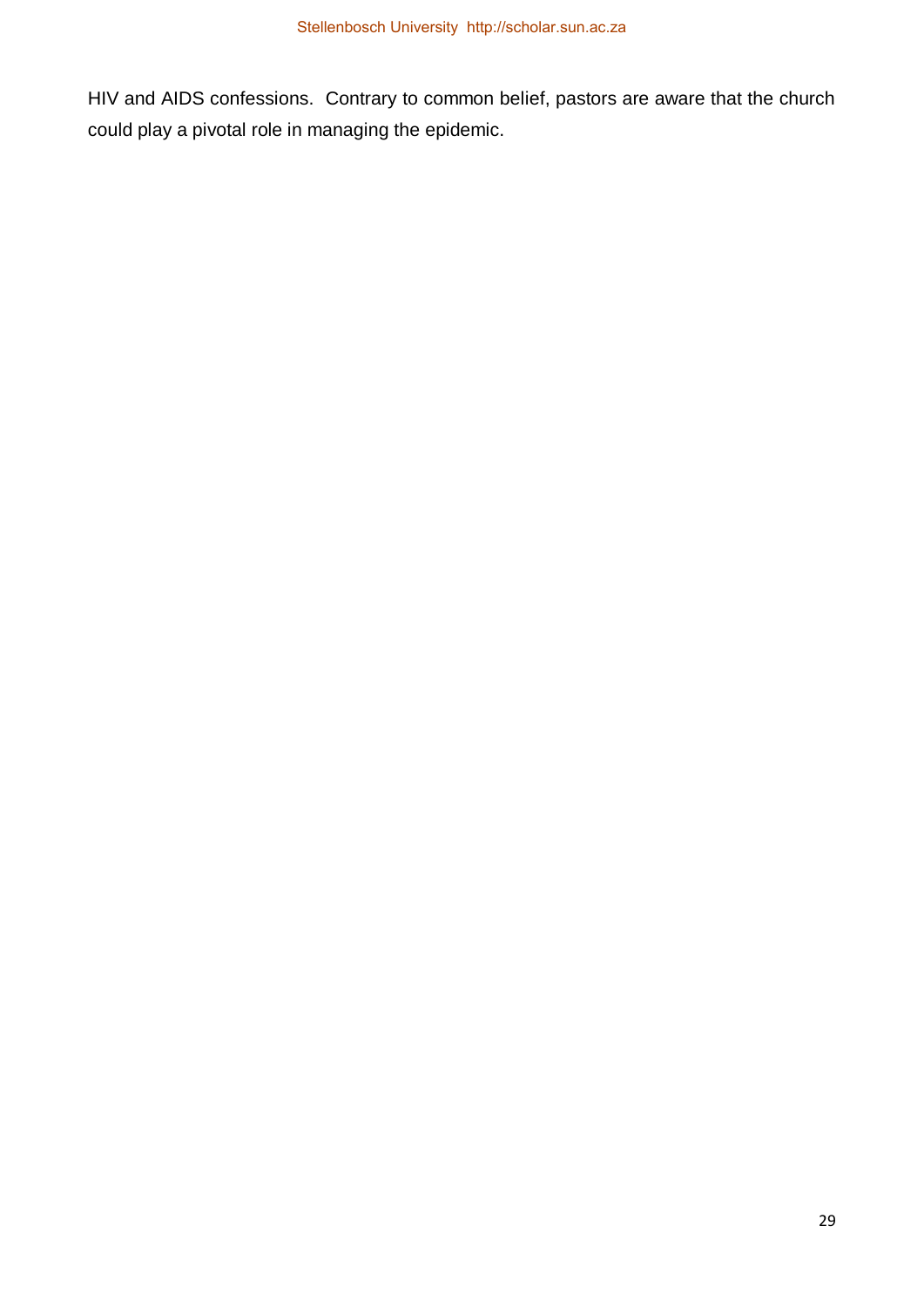HIV and AIDS confessions. Contrary to common belief, pastors are aware that the church could play a pivotal role in managing the epidemic.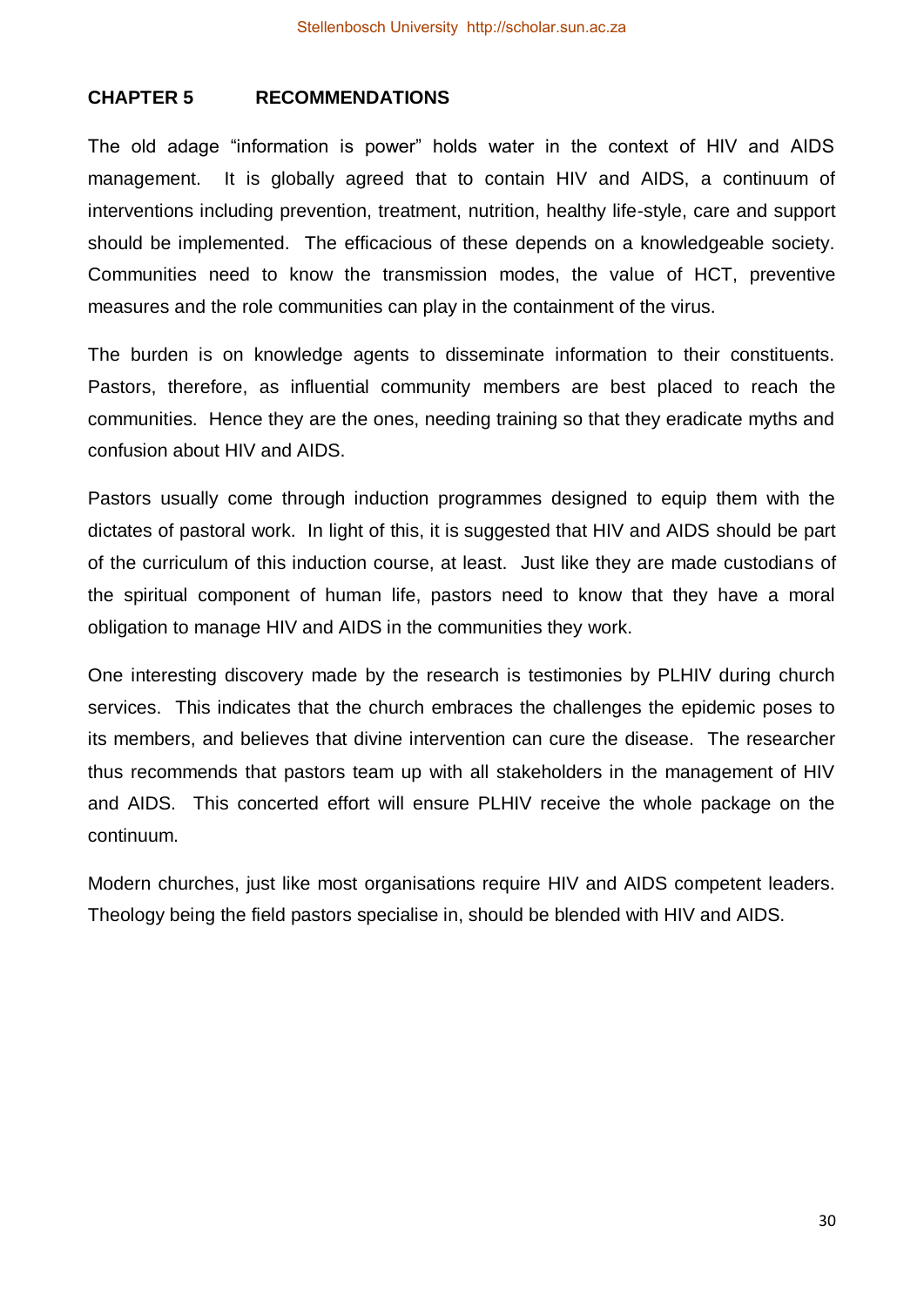# CHAPTER 5 RECOMMENDATIONS

The old adage "information is power" holds water in the context of HIV and AIDS management. It is globally agreed that to contain HIV and AIDS, a continuum of interventions including prevention, treatment, nutrition, healthy life-style, care and support should be implemented. The efficacious of these depends on a knowledgeable society. Communities need to know the transmission modes, the value of HCT, preventive measures and the role communities can play in the containment of the virus.

The burden is on knowledge agents to disseminate information to their constituents. Pastors, therefore, as influential community members are best placed to reach the communities. Hence they are the ones, needing training so that they eradicate myths and confusion about HIV and AIDS.

Pastors usually come through induction programmes designed to equip them with the dictates of pastoral work. In light of this, it is suggested that HIV and AIDS should be part of the curriculum of this induction course, at least. Just like they are made custodians of the spiritual component of human life, pastors need to know that they have a moral obligation to manage HIV and AIDS in the communities they work.

One interesting discovery made by the research is testimonies by PLHIV during church services. This indicates that the church embraces the challenges the epidemic poses to its members, and believes that divine intervention can cure the disease. The researcher thus recommends that pastors team up with all stakeholders in the management of HIV and AIDS. This concerted effort will ensure PLHIV receive the whole package on the continuum.

Modern churches, just like most organisations require HIV and AIDS competent leaders. Theology being the field pastors specialise in, should be blended with HIV and AIDS.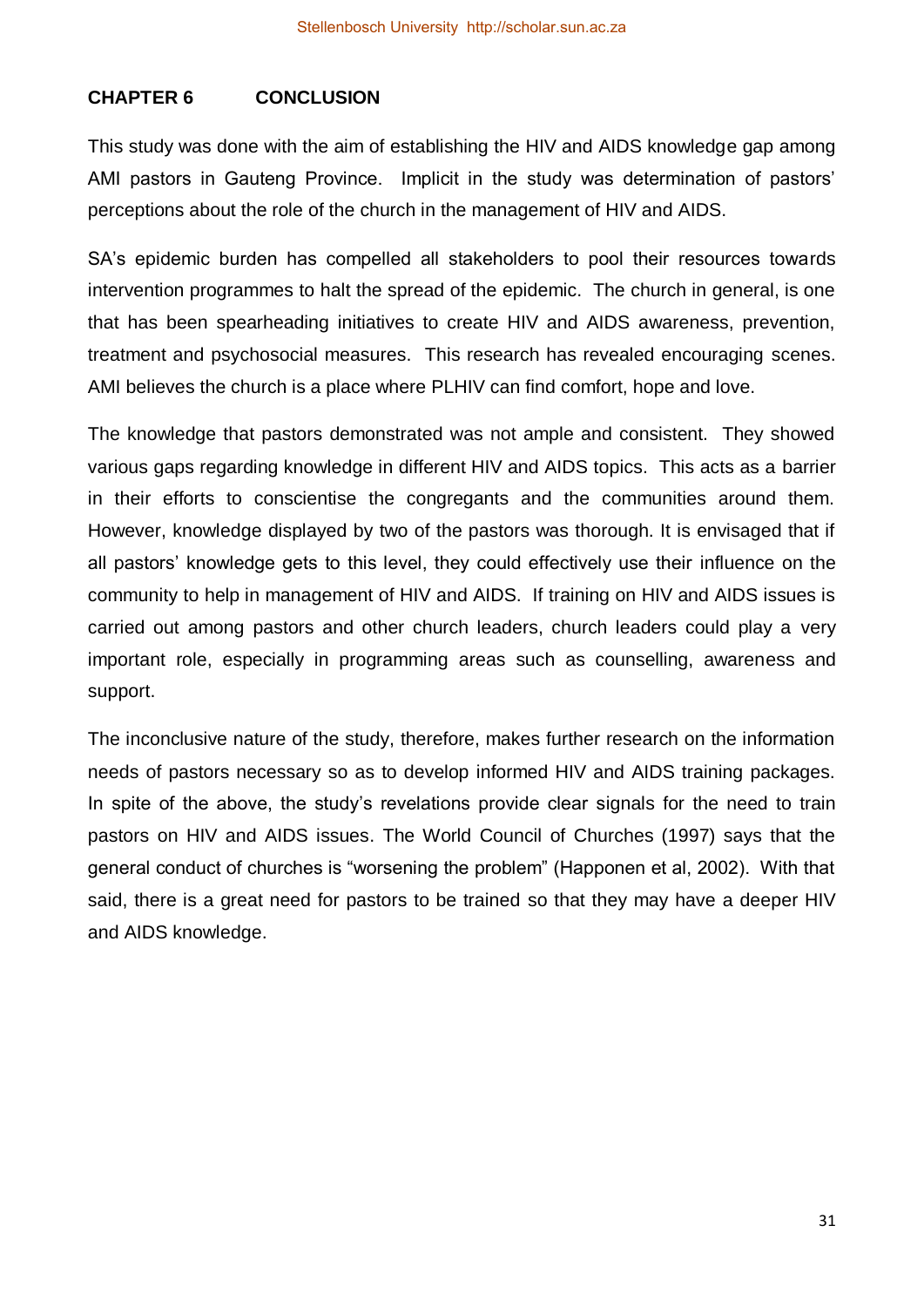# CHAPTER 6 CONCLUSION

This study was done with the aim of establishing the HIV and AIDS knowledge gap among AMI pastors in Gauteng Province. Implicit in the study was determination of pastors' perceptions about the role of the church in the management of HIV and AIDS.

SA's epidemic burden has compelled all stakeholders to pool their resources towards intervention programmes to halt the spread of the epidemic. The church in general, is one that has been spearheading initiatives to create HIV and AIDS awareness, prevention, treatment and psychosocial measures. This research has revealed encouraging scenes. AMI believes the church is a place where PLHIV can find comfort, hope and love.

The knowledge that pastors demonstrated was not ample and consistent. They showed various gaps regarding knowledge in different HIV and AIDS topics. This acts as a barrier in their efforts to conscientise the congregants and the communities around them. However, knowledge displayed by two of the pastors was thorough. It is envisaged that if all pastors' knowledge gets to this level, they could effectively use their influence on the community to help in management of HIV and AIDS. If training on HIV and AIDS issues is carried out among pastors and other church leaders, church leaders could play a very important role, especially in programming areas such as counselling, awareness and support.

The inconclusive nature of the study, therefore, makes further research on the information needs of pastors necessary so as to develop informed HIV and AIDS training packages. In spite of the above, the study's revelations provide clear signals for the need to train pastors on HIV and AIDS issues. The World Council of Churches (1997) says that the general conduct of churches is "worsening the problem" (Happonen et al, 2002). With that said, there is a great need for pastors to be trained so that they may have a deeper HIV and AIDS knowledge.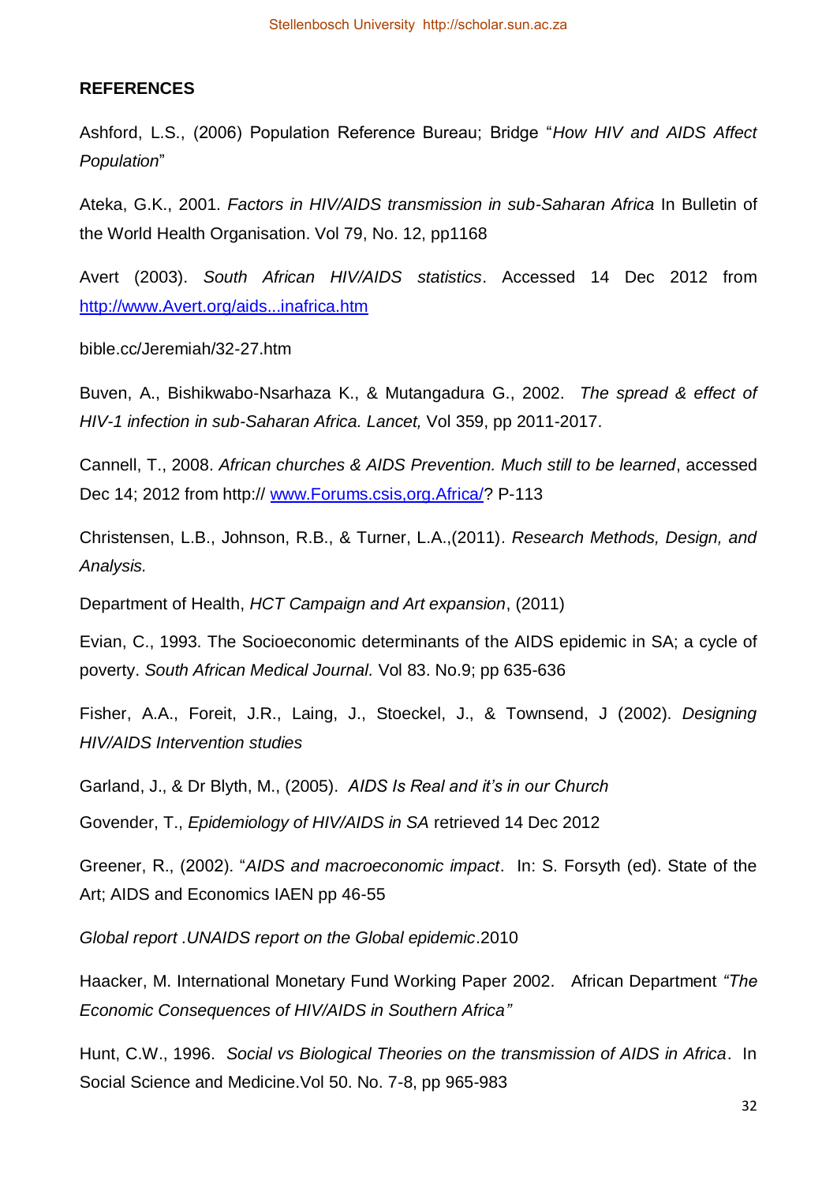## REFERENCES

Ashford, L.S., (2006) Population Reference Bureau; Bridge "*How HIV and AIDS Affect Population*"

Ateka, G.K., 2001. *Factors in HIV/AIDS transmission in sub-Saharan Africa* In Bulletin of the World Health Organisation. Vol 79, No. 12, pp1168

Avert (2003). *South African HIV/AIDS statistics*. Accessed 14 Dec 2012 from http://www.Avert.org/aids...inafrica.htm

bible.cc/Jeremiah/32-27.htm

Buven, A., Bishikwabo-Nsarhaza K., & Mutangadura G., 2002. *The spread & effect of HIV-1 infection in sub-Saharan Africa. Lancet,* Vol 359, pp 2011-2017.

Cannell, T., 2008. *African churches & AIDS Prevention. Much still to be learned*, accessed Dec 14; 2012 from http:// www.Forums.csis,org.Africa/? P-113

Christensen, L.B., Johnson, R.B., & Turner, L.A.,(2011). *Research Methods, Design, and Analysis.*

Department of Health, *HCT Campaign and Art expansion*, (2011)

Evian, C., 1993. The Socioeconomic determinants of the AIDS epidemic in SA; a cycle of poverty. *South African Medical Journal.* Vol 83. No.9; pp 635-636

Fisher, A.A., Foreit, J.R., Laing, J., Stoeckel, J., & Townsend, J (2002). *Designing HIV/AIDS Intervention studies*

Garland, J., & Dr Blyth, M., (2005). *AIDS Is Real and it's in our Church*

Govender, T., *Epidemiology of HIV/AIDS in SA* retrieved 14 Dec 2012

Greener, R., (2002). "*AIDS and macroeconomic impact*. In: S. Forsyth (ed). State of the Art; AIDS and Economics IAEN pp 46-55

*Global report .UNAIDS report on the Global epidemic*.2010

Haacker, M. International Monetary Fund Working Paper 2002. African Department *"The Economic Consequences of HIV/AIDS in Southern Africa"*

Hunt, C.W., 1996. *Social vs Biological Theories on the transmission of AIDS in Africa*. In Social Science and Medicine.Vol 50. No. 7-8, pp 965-983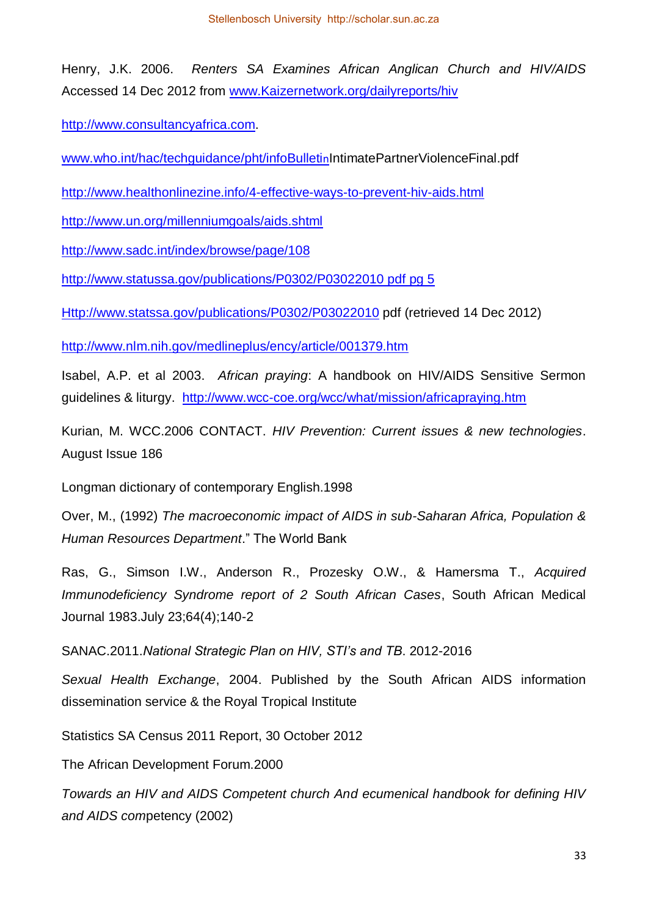Henry, J.K. 2006. *Renters SA Examines African Anglican Church and HIV/AIDS* Accessed 14 Dec 2012 from www.Kaizernetwork.org/dailyreports/hiv

http://www.consultancyafrica.com.

www.who.int/hac/techguidance/pht/infoBulletinIntimatePartnerViolenceFinal.pdf

http://www.healthonlinezine.info/4-effective-ways-to-prevent-hiv-aids.html

http://www.un.org/millenniumgoals/aids.shtml

http://www.sadc.int/index/browse/page/108

http://www.statussa.gov/publications/P0302/P03022010 pdf pg 5

Http://www.statssa.gov/publications/P0302/P03022010 pdf (retrieved 14 Dec 2012)

http://www.nlm.nih.gov/medlineplus/ency/article/001379.htm

Isabel, A.P. et al 2003. *African praying*: A handbook on HIV/AIDS Sensitive Sermon guidelines & liturgy. http://www.wcc-coe.org/wcc/what/mission/africapraying.htm

Kurian, M. WCC.2006 CONTACT. *HIV Prevention: Current issues & new technologies*. August Issue 186

Longman dictionary of contemporary English.1998

Over, M., (1992) *The macroeconomic impact of AIDS in sub-Saharan Africa, Population & Human Resources Department*." The World Bank

Ras, G., Simson I.W., Anderson R., Prozesky O.W., & Hamersma T., *Acquired Immunodeficiency Syndrome report of 2 South African Cases*, South African Medical Journal 1983.July 23;64(4);140-2

SANAC.2011.*National Strategic Plan on HIV, STI's and TB*. 2012-2016

*Sexual Health Exchange*, 2004. Published by the South African AIDS information dissemination service & the Royal Tropical Institute

Statistics SA Census 2011 Report, 30 October 2012

The African Development Forum.2000

*Towards an HIV and AIDS Competent church And ecumenical handbook for defining HIV and AIDS com*petency (2002)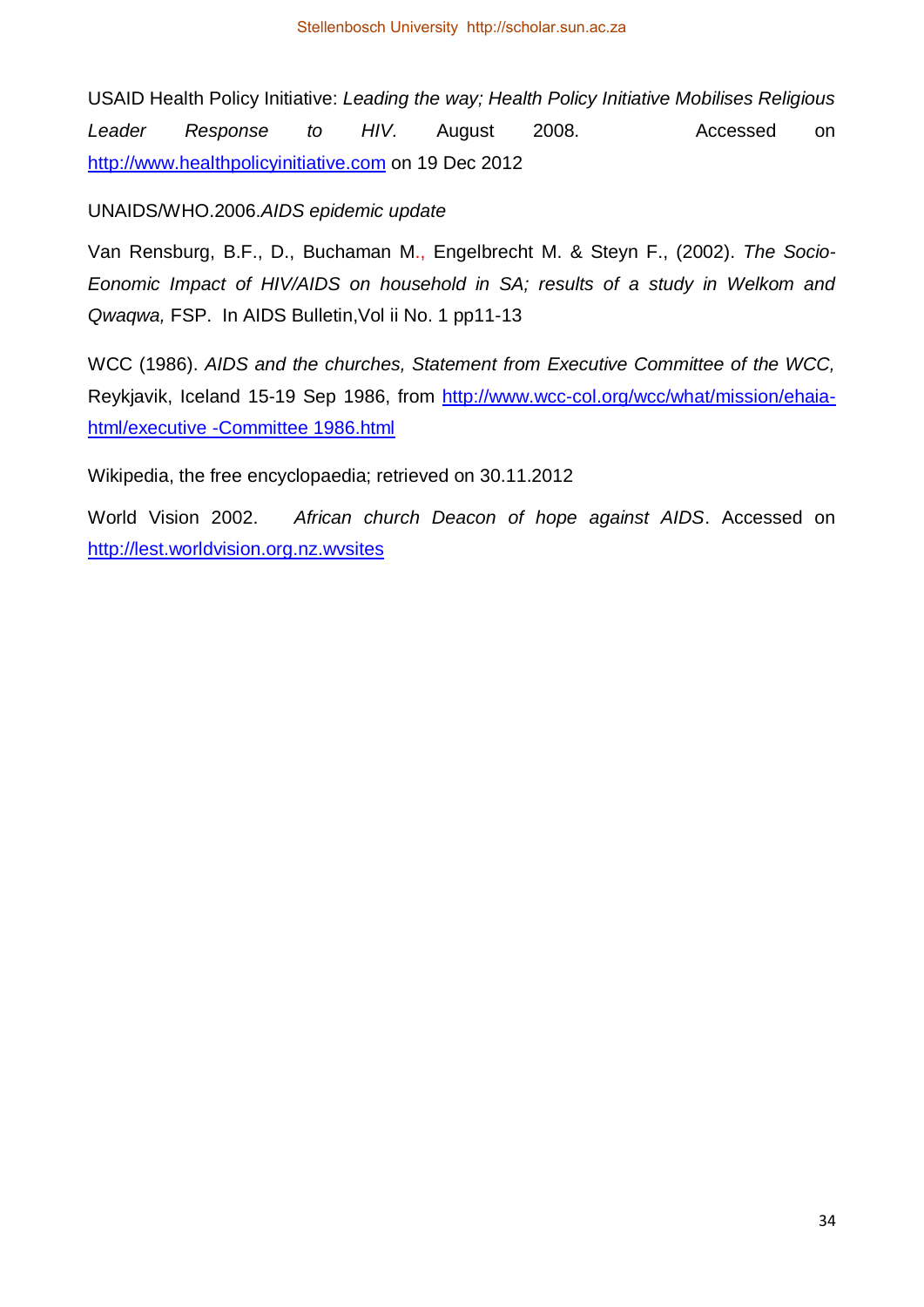USAID Health Policy Initiative: *Leading the way; Health Policy Initiative Mobilises Religious Leader Response to HIV*. August 2008. Accessed on http://www.healthpolicyinitiative.com on 19 Dec 2012

UNAIDS/WHO.2006.*AIDS epidemic update*

Van Rensburg, B.F., D., Buchaman M., Engelbrecht M. & Steyn F., (2002). *The Socio-Eonomic Impact of HIV/AIDS on household in SA; results of a study in Welkom and Qwaqwa,* FSP. In AIDS Bulletin,Vol ii No. 1 pp11-13

WCC (1986). *AIDS and the churches, Statement from Executive Committee of the WCC,* Reykjavik, Iceland 15-19 Sep 1986, from http://www.wcc-col.org/wcc/what/mission/ehaia-html/executive -Committee 1986.html

Wikipedia, the free encyclopaedia; retrieved on 30.11.2012

World Vision 2002. *African church Deacon of hope against AIDS*. Accessed on http://lest.worldvision.org.nz.wvsites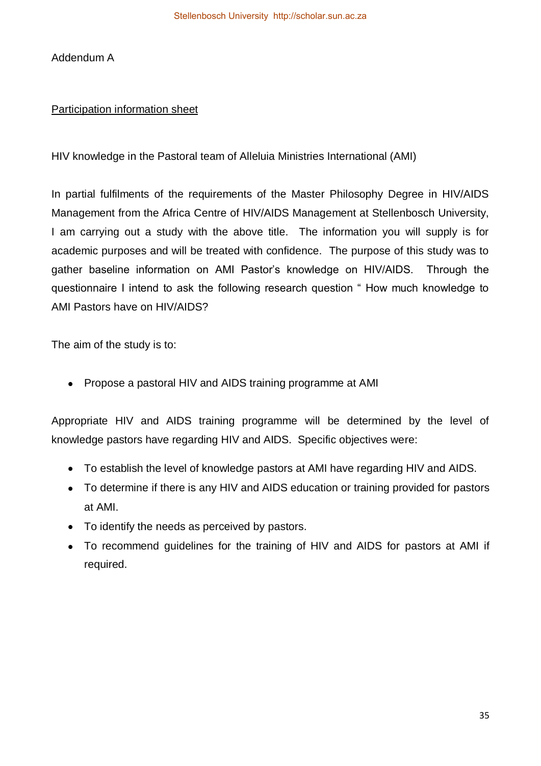Addendum A

<u>Participation information sheet</u>

HIV knowledge in the Pastoral team of Alleluia Ministries International (AMI)

In partial fulfilments of the requirements of the Master Philosophy Degree in HIV/AIDS Management from the Africa Centre of HIV/AIDS Management at Stellenbosch University, I am carrying out a study with the above title. The information you will supply is for academic purposes and will be treated with confidence. The purpose of this study was to gather baseline information on AMI Pastor's knowledge on HIV/AIDS. Through the questionnaire I intend to ask the following research question " How much knowledge to AMI Pastors have on HIV/AIDS?

The aim of the study is to:

- Propose a pastoral HIV and AIDS training programme at AMI

Appropriate HIV and AIDS training programme will be determined by the level of knowledge pastors have regarding HIV and AIDS. Specific objectives were:

- To establish the level of knowledge pastors at AMI have regarding HIV and AIDS.
- To determine if there is any HIV and AIDS education or training provided for pastors at AMI.
- To identify the needs as perceived by pastors.
- To recommend guidelines for the training of HIV and AIDS for pastors at AMI if required.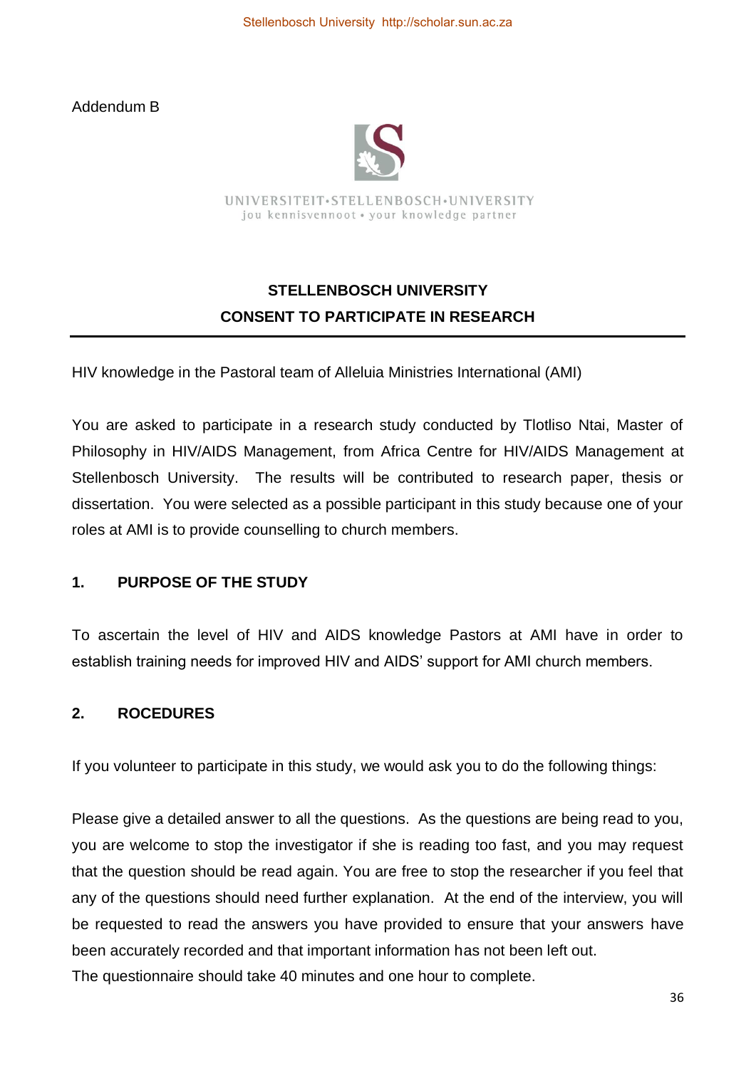Addendum B

UNIVERSITEIT•STELLENBOSCH•UNIVERSITY
jou kennisvennoot • your knowledge partner

**STELLENBOSCH UNIVERSITY**
**CONSENT TO PARTICIPATE IN RESEARCH**

---

HIV knowledge in the Pastoral team of Alleluia Ministries International (AMI)

You are asked to participate in a research study conducted by Tlotliso Ntai, Master of Philosophy in HIV/AIDS Management, from Africa Centre for HIV/AIDS Management at Stellenbosch University. The results will be contributed to research paper, thesis or dissertation. You were selected as a possible participant in this study because one of your roles at AMI is to provide counselling to church members.

## 1. PURPOSE OF THE STUDY

To ascertain the level of HIV and AIDS knowledge Pastors at AMI have in order to establish training needs for improved HIV and AIDS' support for AMI church members.

## 2. ROCEDURES

If you volunteer to participate in this study, we would ask you to do the following things:

Please give a detailed answer to all the questions. As the questions are being read to you, you are welcome to stop the investigator if she is reading too fast, and you may request that the question should be read again. You are free to stop the researcher if you feel that any of the questions should need further explanation. At the end of the interview, you will be requested to read the answers you have provided to ensure that your answers have been accurately recorded and that important information has not been left out.
The questionnaire should take 40 minutes and one hour to complete.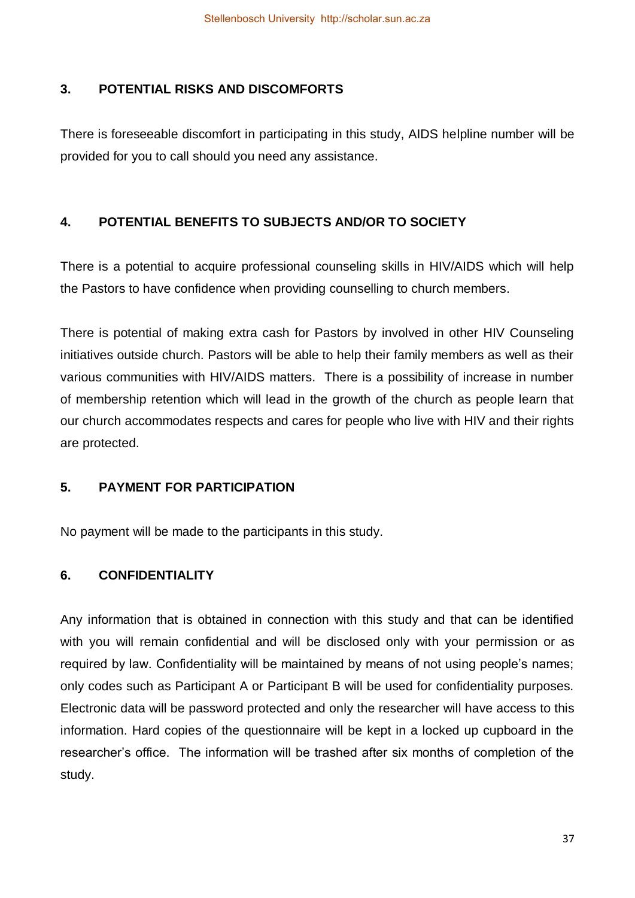## 3. POTENTIAL RISKS AND DISCOMFORTS

There is foreseeable discomfort in participating in this study, AIDS helpline number will be provided for you to call should you need any assistance.

## 4. POTENTIAL BENEFITS TO SUBJECTS AND/OR TO SOCIETY

There is a potential to acquire professional counseling skills in HIV/AIDS which will help the Pastors to have confidence when providing counselling to church members.

There is potential of making extra cash for Pastors by involved in other HIV Counseling initiatives outside church. Pastors will be able to help their family members as well as their various communities with HIV/AIDS matters. There is a possibility of increase in number of membership retention which will lead in the growth of the church as people learn that our church accommodates respects and cares for people who live with HIV and their rights are protected.

## 5. PAYMENT FOR PARTICIPATION

No payment will be made to the participants in this study.

## 6. CONFIDENTIALITY

Any information that is obtained in connection with this study and that can be identified with you will remain confidential and will be disclosed only with your permission or as required by law. Confidentiality will be maintained by means of not using people's names; only codes such as Participant A or Participant B will be used for confidentiality purposes. Electronic data will be password protected and only the researcher will have access to this information. Hard copies of the questionnaire will be kept in a locked up cupboard in the researcher's office. The information will be trashed after six months of completion of the study.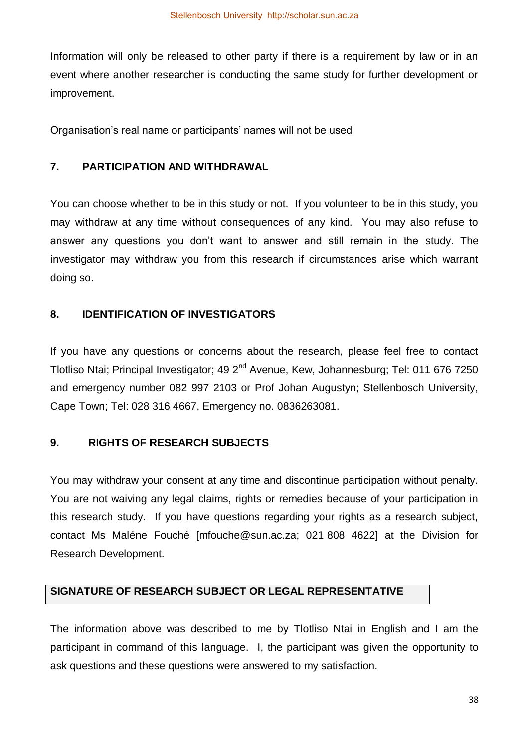Information will only be released to other party if there is a requirement by law or in an event where another researcher is conducting the same study for further development or improvement.

Organisation's real name or participants' names will not be used

## 7. PARTICIPATION AND WITHDRAWAL

You can choose whether to be in this study or not. If you volunteer to be in this study, you may withdraw at any time without consequences of any kind. You may also refuse to answer any questions you don't want to answer and still remain in the study. The investigator may withdraw you from this research if circumstances arise which warrant doing so.

## 8. IDENTIFICATION OF INVESTIGATORS

If you have any questions or concerns about the research, please feel free to contact Tlotliso Ntai; Principal Investigator; 49 2nd Avenue, Kew, Johannesburg; Tel: 011 676 7250 and emergency number 082 997 2103 or Prof Johan Augustyn; Stellenbosch University, Cape Town; Tel: 028 316 4667, Emergency no. 0836263081.

## 9. RIGHTS OF RESEARCH SUBJECTS

You may withdraw your consent at any time and discontinue participation without penalty. You are not waiving any legal claims, rights or remedies because of your participation in this research study. If you have questions regarding your rights as a research subject, contact Ms Maléne Fouché [mfouche@sun.ac.za; 021 808 4622] at the Division for Research Development.

## SIGNATURE OF RESEARCH SUBJECT OR LEGAL REPRESENTATIVE

The information above was described to me by Tlotliso Ntai in English and I am the participant in command of this language. I, the participant was given the opportunity to ask questions and these questions were answered to my satisfaction.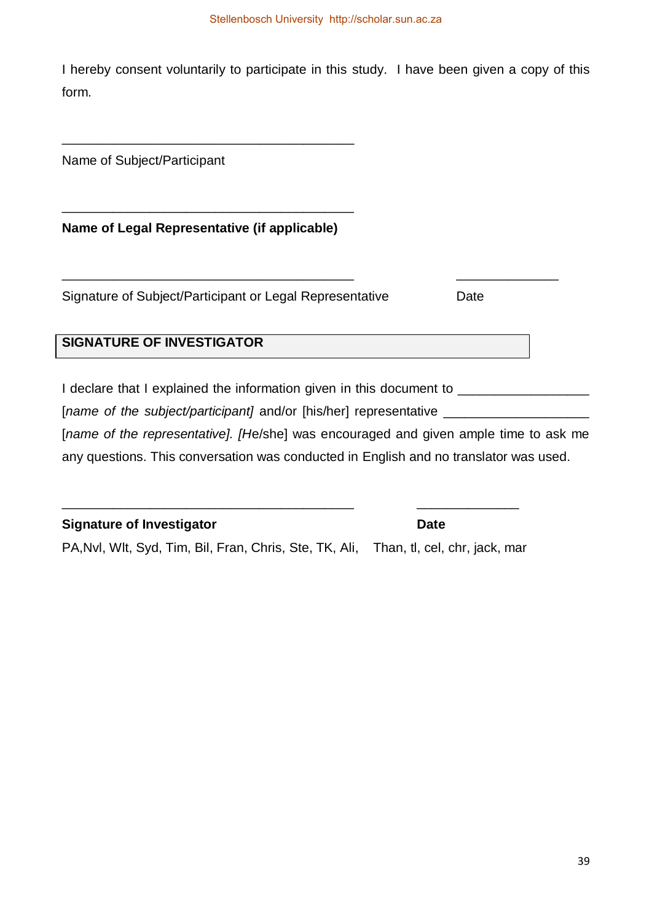I hereby consent voluntarily to participate in this study. I have been given a copy of this form.

\_\_\_\_\_\_\_\_\_\_\_\_\_\_\_\_\_\_\_\_\_\_\_\_\_\_\_\_\_\_\_\_\_\_\_\_\_\_\_\_

Name of Subject/Participant

\_\_\_\_\_\_\_\_\_\_\_\_\_\_\_\_\_\_\_\_\_\_\_\_\_\_\_\_\_\_\_\_\_\_\_\_\_\_\_\_

**Name of Legal Representative (if applicable)**

\_\_\_\_\_\_\_\_\_\_\_\_\_\_\_\_\_\_\_\_\_\_\_\_\_\_\_\_\_\_\_\_\_\_\_\_\_\_\_\_ \_\_\_\_\_\_\_\_\_\_\_\_\_\_

Signature of Subject/Participant or Legal Representative Date

## SIGNATURE OF INVESTIGATOR

I declare that I explained the information given in this document to \_\_\_\_\_\_\_\_\_\_\_\_\_\_\_\_\_\_ [*name of the subject/participant]* and/or [his/her] representative \_\_\_\_\_\_\_\_\_\_\_\_\_\_\_\_\_\_\_\_ [*name of the representative]. [H*e/she] was encouraged and given ample time to ask me any questions. This conversation was conducted in English and no translator was used.

\_\_\_\_\_\_\_\_\_\_\_\_\_\_\_\_\_\_\_\_\_\_\_\_\_\_\_\_\_\_\_\_\_\_\_\_\_\_\_\_ \_\_\_\_\_\_\_\_\_\_\_\_\_\_

**Signature of Investigator** **Date**

PA,Nvl, Wlt, Syd, Tim, Bil, Fran, Chris, Ste, TK, Ali, Than, tl, cel, chr, jack, mar